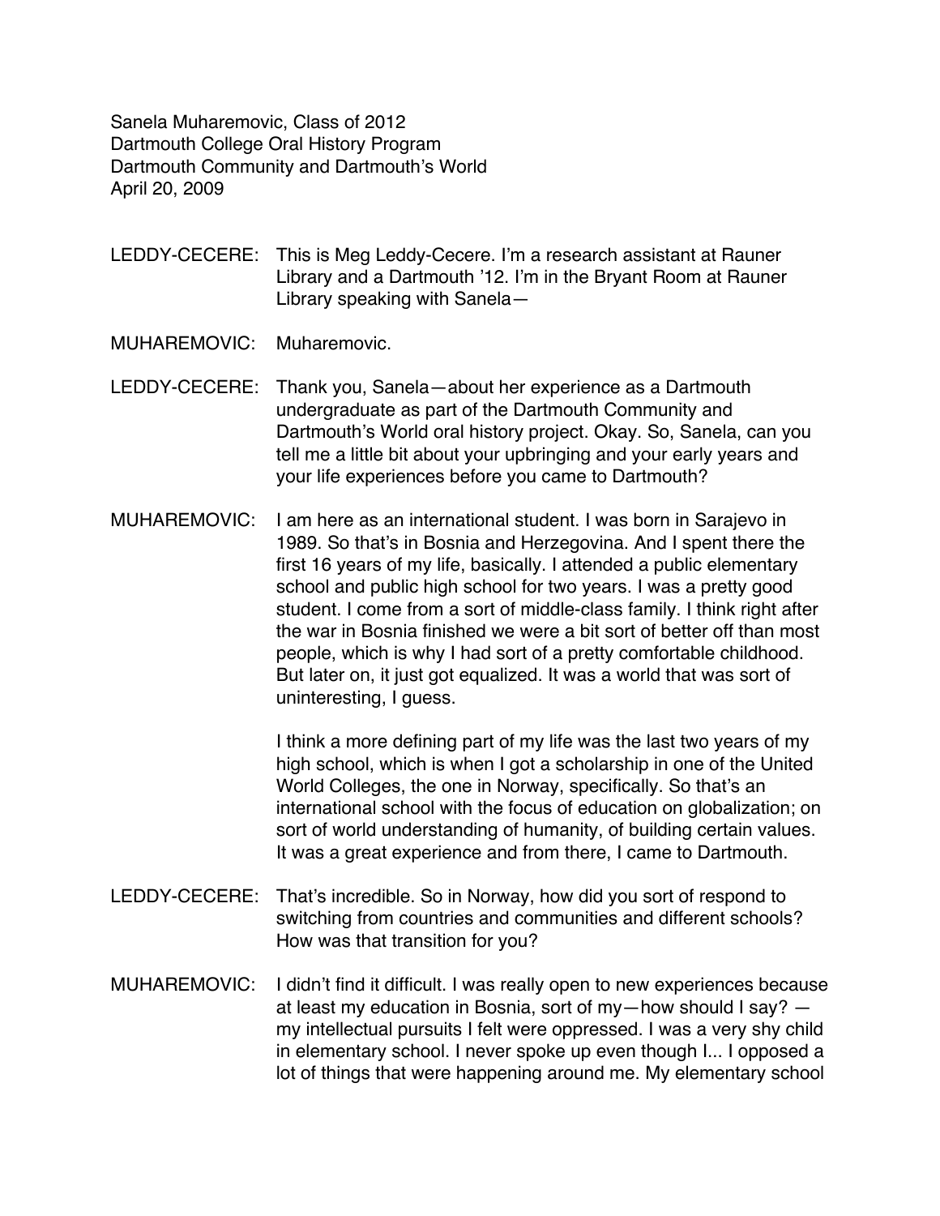Sanela Muharemovic, Class of 2012
Dartmouth College Oral History Program
Dartmouth Community and Dartmouth's World
April 20, 2009

LEDDY-CECERE: This is Meg Leddy-Cecere. I'm a research assistant at Rauner Library and a Dartmouth '12. I'm in the Bryant Room at Rauner Library speaking with Sanela—

MUHAREMOVIC: Muharemovic.

LEDDY-CECERE: Thank you, Sanela—about her experience as a Dartmouth undergraduate as part of the Dartmouth Community and Dartmouth's World oral history project. Okay. So, Sanela, can you tell me a little bit about your upbringing and your early years and your life experiences before you came to Dartmouth?

MUHAREMOVIC: I am here as an international student. I was born in Sarajevo in 1989. So that's in Bosnia and Herzegovina. And I spent there the first 16 years of my life, basically. I attended a public elementary school and public high school for two years. I was a pretty good student. I come from a sort of middle-class family. I think right after the war in Bosnia finished we were a bit sort of better off than most people, which is why I had sort of a pretty comfortable childhood. But later on, it just got equalized. It was a world that was sort of uninteresting, I guess.

I think a more defining part of my life was the last two years of my high school, which is when I got a scholarship in one of the United World Colleges, the one in Norway, specifically. So that's an international school with the focus of education on globalization; on sort of world understanding of humanity, of building certain values. It was a great experience and from there, I came to Dartmouth.

LEDDY-CECERE: That's incredible. So in Norway, how did you sort of respond to switching from countries and communities and different schools? How was that transition for you?

MUHAREMOVIC: I didn't find it difficult. I was really open to new experiences because at least my education in Bosnia, sort of my—how should I say? — my intellectual pursuits I felt were oppressed. I was a very shy child in elementary school. I never spoke up even though I... I opposed a lot of things that were happening around me. My elementary school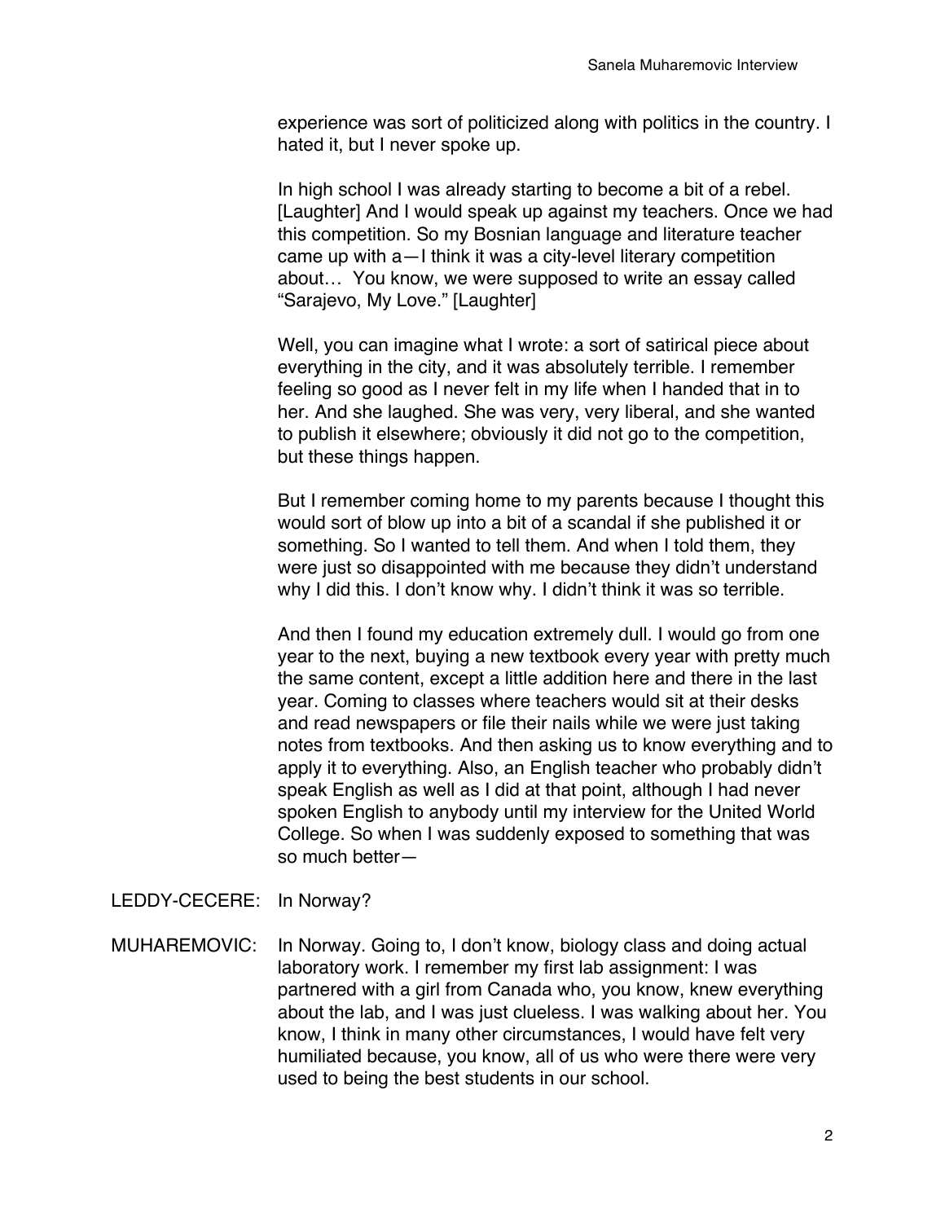experience was sort of politicized along with politics in the country. I hated it, but I never spoke up.

In high school I was already starting to become a bit of a rebel. [Laughter] And I would speak up against my teachers. Once we had this competition. So my Bosnian language and literature teacher came up with a—I think it was a city-level literary competition about… You know, we were supposed to write an essay called "Sarajevo, My Love." [Laughter]

Well, you can imagine what I wrote: a sort of satirical piece about everything in the city, and it was absolutely terrible. I remember feeling so good as I never felt in my life when I handed that in to her. And she laughed. She was very, very liberal, and she wanted to publish it elsewhere; obviously it did not go to the competition, but these things happen.

But I remember coming home to my parents because I thought this would sort of blow up into a bit of a scandal if she published it or something. So I wanted to tell them. And when I told them, they were just so disappointed with me because they didn't understand why I did this. I don't know why. I didn't think it was so terrible.

And then I found my education extremely dull. I would go from one year to the next, buying a new textbook every year with pretty much the same content, except a little addition here and there in the last year. Coming to classes where teachers would sit at their desks and read newspapers or file their nails while we were just taking notes from textbooks. And then asking us to know everything and to apply it to everything. Also, an English teacher who probably didn't speak English as well as I did at that point, although I had never spoken English to anybody until my interview for the United World College. So when I was suddenly exposed to something that was so much better—

LEDDY-CECERE: In Norway?

MUHAREMOVIC: In Norway. Going to, I don't know, biology class and doing actual laboratory work. I remember my first lab assignment: I was partnered with a girl from Canada who, you know, knew everything about the lab, and I was just clueless. I was walking about her. You know, I think in many other circumstances, I would have felt very humiliated because, you know, all of us who were there were very used to being the best students in our school.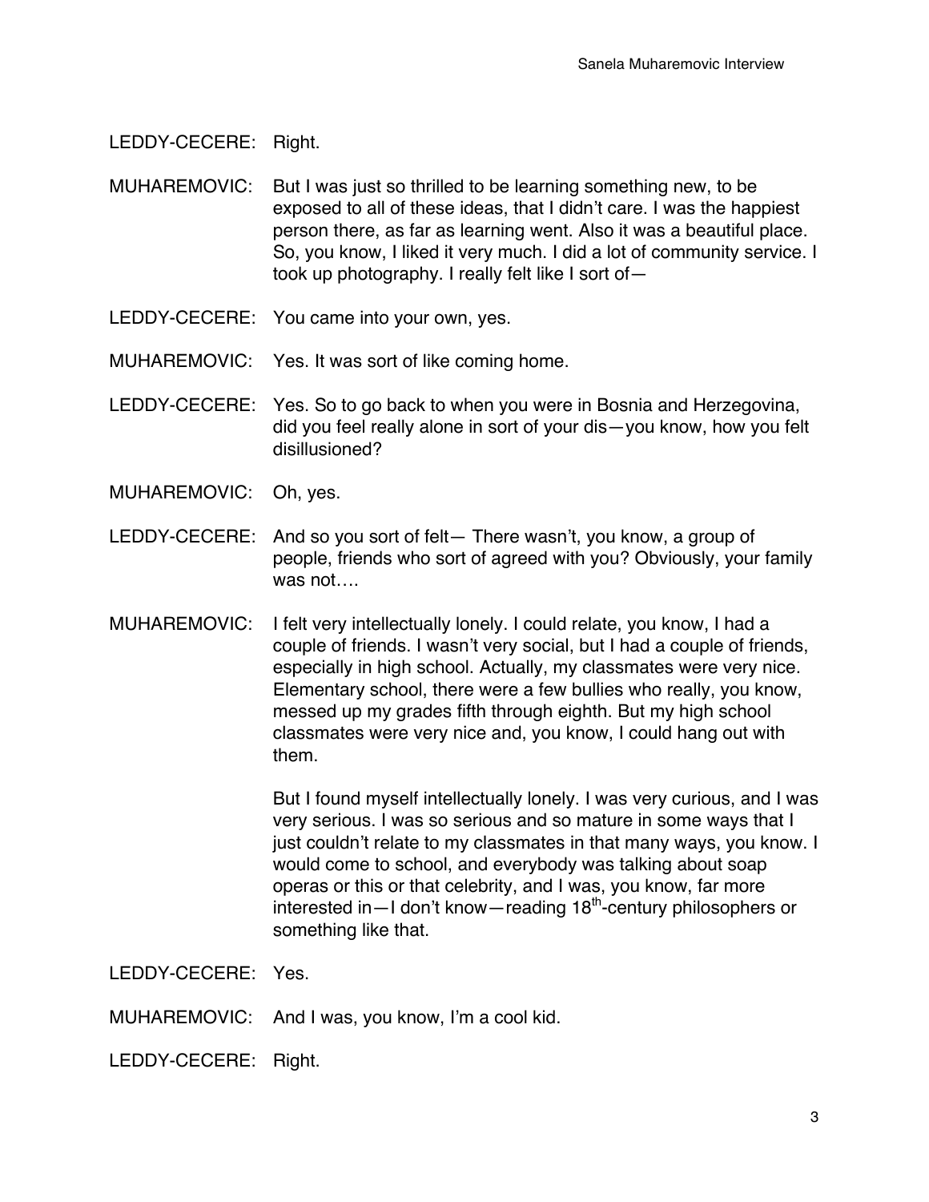LEDDY-CECERE: Right.

MUHAREMOVIC: But I was just so thrilled to be learning something new, to be exposed to all of these ideas, that I didn't care. I was the happiest person there, as far as learning went. Also it was a beautiful place. So, you know, I liked it very much. I did a lot of community service. I took up photography. I really felt like I sort of—

LEDDY-CECERE: You came into your own, yes.

MUHAREMOVIC: Yes. It was sort of like coming home.

LEDDY-CECERE: Yes. So to go back to when you were in Bosnia and Herzegovina, did you feel really alone in sort of your dis—you know, how you felt disillusioned?

MUHAREMOVIC: Oh, yes.

LEDDY-CECERE: And so you sort of felt— There wasn't, you know, a group of people, friends who sort of agreed with you? Obviously, your family was not….

MUHAREMOVIC: I felt very intellectually lonely. I could relate, you know, I had a couple of friends. I wasn't very social, but I had a couple of friends, especially in high school. Actually, my classmates were very nice. Elementary school, there were a few bullies who really, you know, messed up my grades fifth through eighth. But my high school classmates were very nice and, you know, I could hang out with them.

But I found myself intellectually lonely. I was very curious, and I was very serious. I was so serious and so mature in some ways that I just couldn't relate to my classmates in that many ways, you know. I would come to school, and everybody was talking about soap operas or this or that celebrity, and I was, you know, far more interested in—I don't know—reading 18th-century philosophers or something like that.

LEDDY-CECERE: Yes.

MUHAREMOVIC: And I was, you know, I'm a cool kid.

LEDDY-CECERE: Right.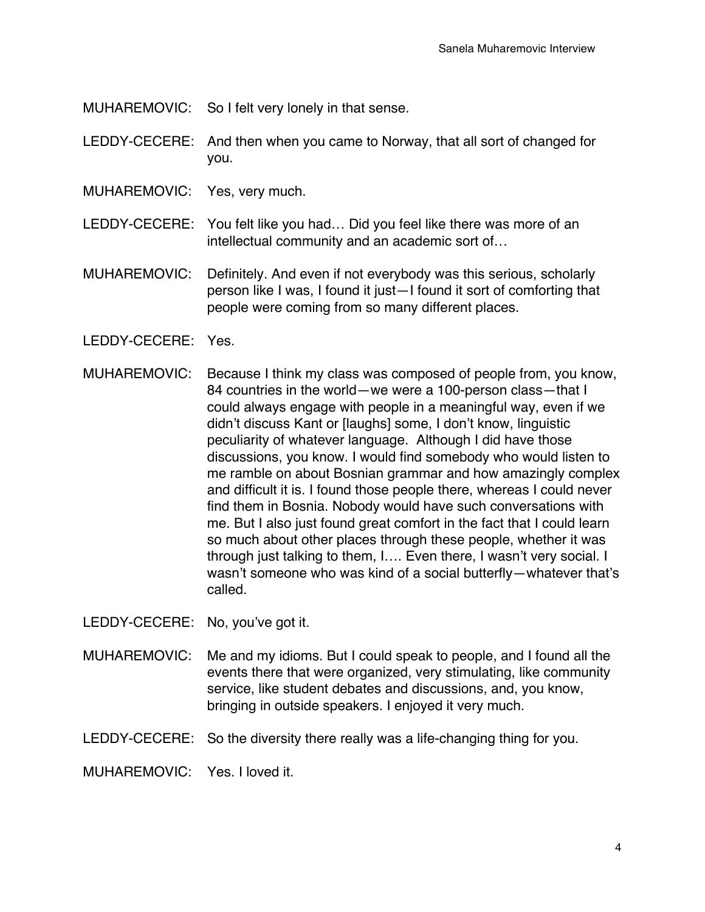MUHAREMOVIC: So I felt very lonely in that sense.

LEDDY-CECERE: And then when you came to Norway, that all sort of changed for you.

MUHAREMOVIC: Yes, very much.

LEDDY-CECERE: You felt like you had… Did you feel like there was more of an intellectual community and an academic sort of…

MUHAREMOVIC: Definitely. And even if not everybody was this serious, scholarly person like I was, I found it just—I found it sort of comforting that people were coming from so many different places.

LEDDY-CECERE: Yes.

MUHAREMOVIC: Because I think my class was composed of people from, you know, 84 countries in the world—we were a 100-person class—that I could always engage with people in a meaningful way, even if we didn't discuss Kant or [laughs] some, I don't know, linguistic peculiarity of whatever language. Although I did have those discussions, you know. I would find somebody who would listen to me ramble on about Bosnian grammar and how amazingly complex and difficult it is. I found those people there, whereas I could never find them in Bosnia. Nobody would have such conversations with me. But I also just found great comfort in the fact that I could learn so much about other places through these people, whether it was through just talking to them, I…. Even there, I wasn't very social. I wasn't someone who was kind of a social butterfly—whatever that's called.

LEDDY-CECERE: No, you've got it.

MUHAREMOVIC: Me and my idioms. But I could speak to people, and I found all the events there that were organized, very stimulating, like community service, like student debates and discussions, and, you know, bringing in outside speakers. I enjoyed it very much.

LEDDY-CECERE: So the diversity there really was a life-changing thing for you.

MUHAREMOVIC: Yes. I loved it.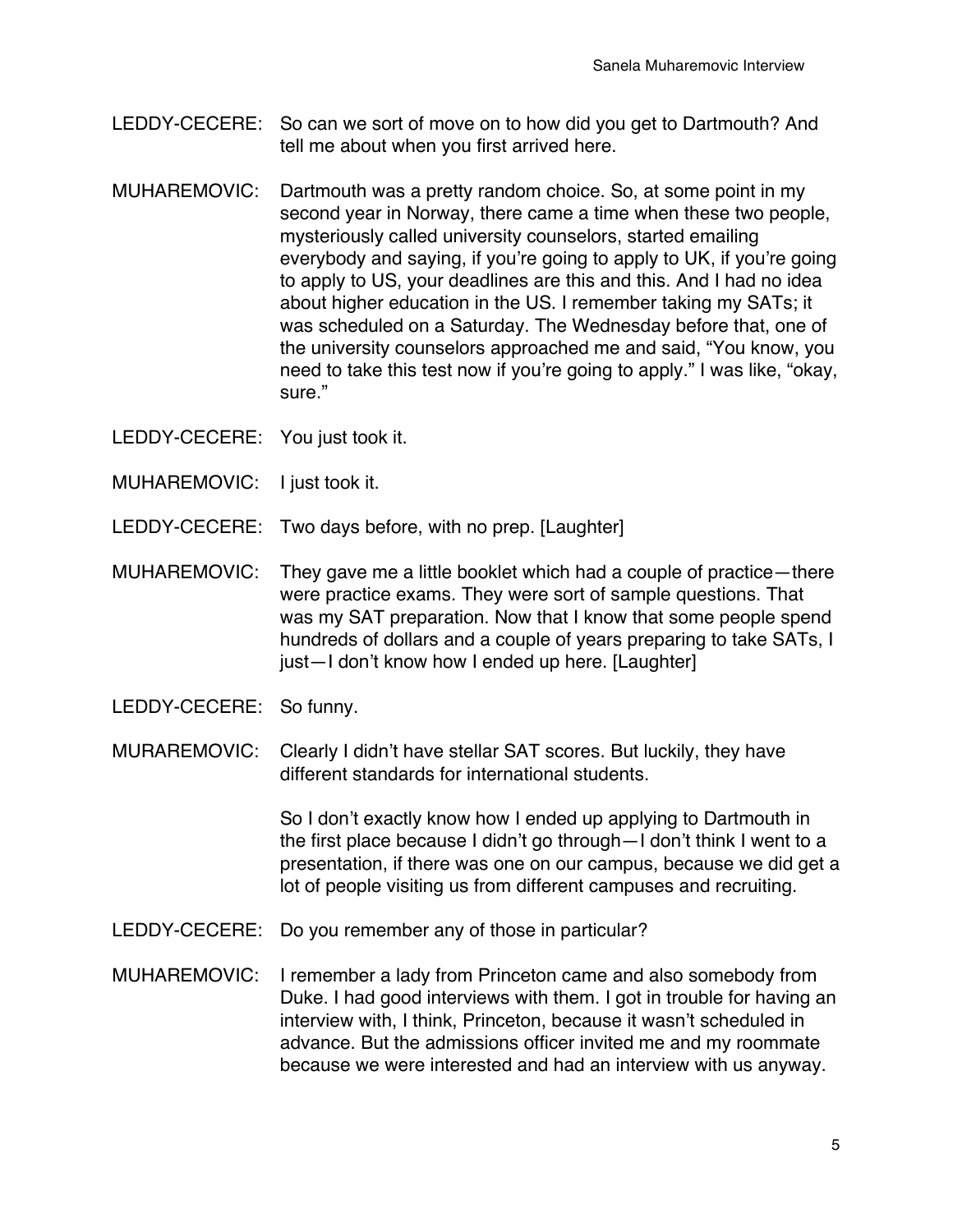LEDDY-CECERE: So can we sort of move on to how did you get to Dartmouth? And tell me about when you first arrived here.

MUHAREMOVIC: Dartmouth was a pretty random choice. So, at some point in my second year in Norway, there came a time when these two people, mysteriously called university counselors, started emailing everybody and saying, if you're going to apply to UK, if you're going to apply to US, your deadlines are this and this. And I had no idea about higher education in the US. I remember taking my SATs; it was scheduled on a Saturday. The Wednesday before that, one of the university counselors approached me and said, "You know, you need to take this test now if you're going to apply." I was like, "okay, sure."

LEDDY-CECERE: You just took it.

MUHAREMOVIC: I just took it.

LEDDY-CECERE: Two days before, with no prep. [Laughter]

MUHAREMOVIC: They gave me a little booklet which had a couple of practice—there were practice exams. They were sort of sample questions. That was my SAT preparation. Now that I know that some people spend hundreds of dollars and a couple of years preparing to take SATs, I just—I don't know how I ended up here. [Laughter]

LEDDY-CECERE: So funny.

MURAREMOVIC: Clearly I didn't have stellar SAT scores. But luckily, they have different standards for international students.

So I don't exactly know how I ended up applying to Dartmouth in the first place because I didn't go through—I don't think I went to a presentation, if there was one on our campus, because we did get a lot of people visiting us from different campuses and recruiting.

LEDDY-CECERE: Do you remember any of those in particular?

MUHAREMOVIC: I remember a lady from Princeton came and also somebody from Duke. I had good interviews with them. I got in trouble for having an interview with, I think, Princeton, because it wasn't scheduled in advance. But the admissions officer invited me and my roommate because we were interested and had an interview with us anyway.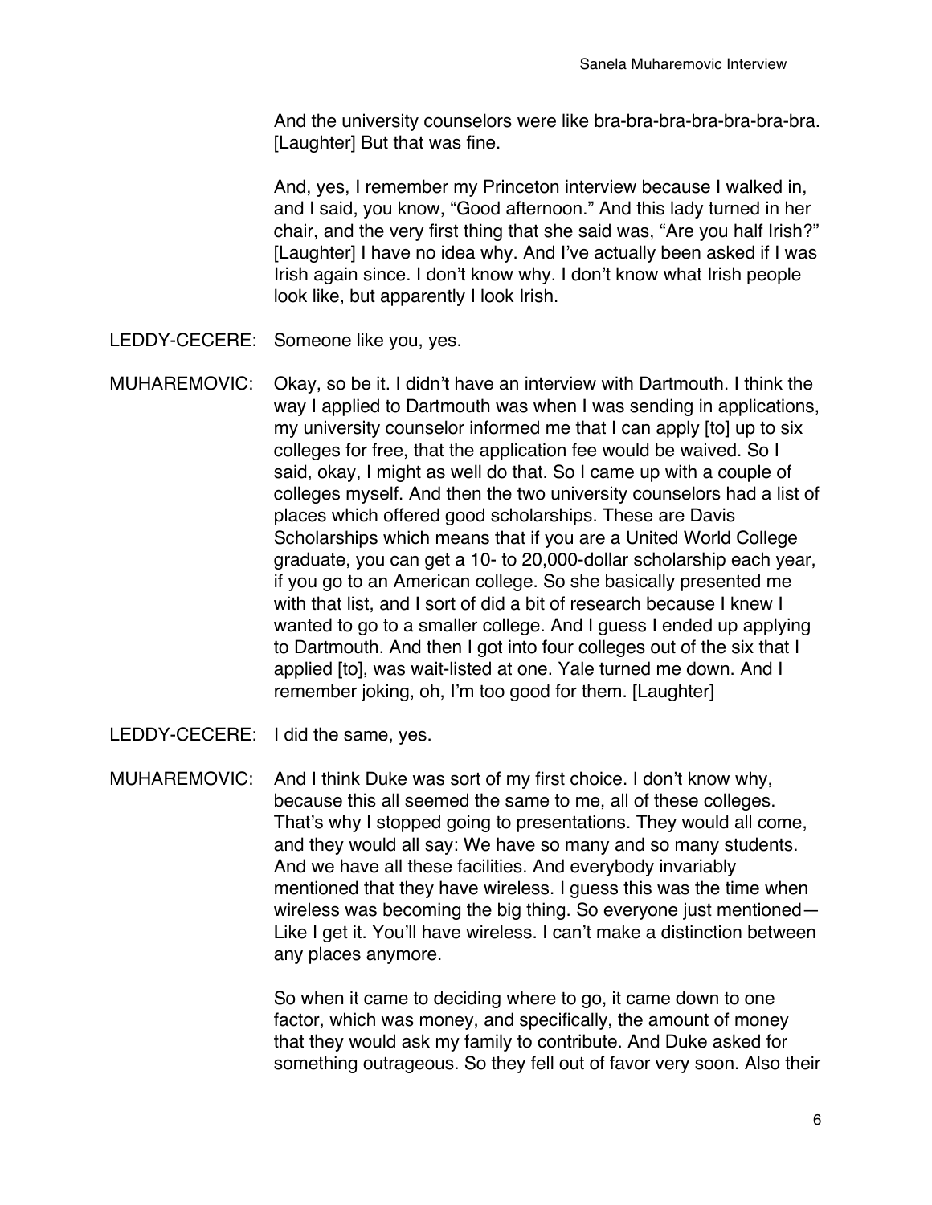And the university counselors were like bra-bra-bra-bra-bra-bra-bra. [Laughter] But that was fine.

And, yes, I remember my Princeton interview because I walked in, and I said, you know, "Good afternoon." And this lady turned in her chair, and the very first thing that she said was, "Are you half Irish?" [Laughter] I have no idea why. And I've actually been asked if I was Irish again since. I don't know why. I don't know what Irish people look like, but apparently I look Irish.

LEDDY-CECERE: Someone like you, yes.

MUHAREMOVIC: Okay, so be it. I didn't have an interview with Dartmouth. I think the way I applied to Dartmouth was when I was sending in applications, my university counselor informed me that I can apply [to] up to six colleges for free, that the application fee would be waived. So I said, okay, I might as well do that. So I came up with a couple of colleges myself. And then the two university counselors had a list of places which offered good scholarships. These are Davis Scholarships which means that if you are a United World College graduate, you can get a 10- to 20,000-dollar scholarship each year, if you go to an American college. So she basically presented me with that list, and I sort of did a bit of research because I knew I wanted to go to a smaller college. And I guess I ended up applying to Dartmouth. And then I got into four colleges out of the six that I applied [to], was wait-listed at one. Yale turned me down. And I remember joking, oh, I'm too good for them. [Laughter]

LEDDY-CECERE: I did the same, yes.

MUHAREMOVIC: And I think Duke was sort of my first choice. I don't know why, because this all seemed the same to me, all of these colleges. That's why I stopped going to presentations. They would all come, and they would all say: We have so many and so many students. And we have all these facilities. And everybody invariably mentioned that they have wireless. I guess this was the time when wireless was becoming the big thing. So everyone just mentioned— Like I get it. You'll have wireless. I can't make a distinction between any places anymore.

So when it came to deciding where to go, it came down to one factor, which was money, and specifically, the amount of money that they would ask my family to contribute. And Duke asked for something outrageous. So they fell out of favor very soon. Also their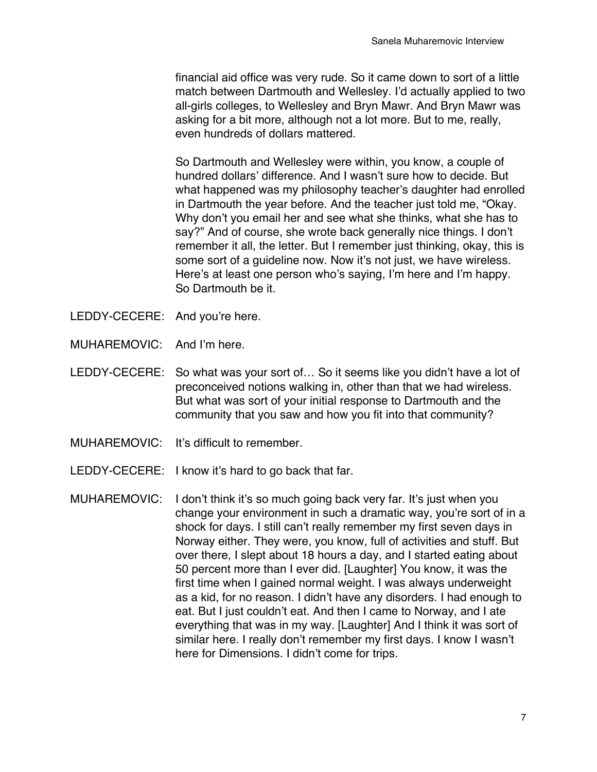financial aid office was very rude. So it came down to sort of a little match between Dartmouth and Wellesley. I'd actually applied to two all-girls colleges, to Wellesley and Bryn Mawr. And Bryn Mawr was asking for a bit more, although not a lot more. But to me, really, even hundreds of dollars mattered.

So Dartmouth and Wellesley were within, you know, a couple of hundred dollars' difference. And I wasn't sure how to decide. But what happened was my philosophy teacher's daughter had enrolled in Dartmouth the year before. And the teacher just told me, "Okay. Why don't you email her and see what she thinks, what she has to say?" And of course, she wrote back generally nice things. I don't remember it all, the letter. But I remember just thinking, okay, this is some sort of a guideline now. Now it's not just, we have wireless. Here's at least one person who's saying, I'm here and I'm happy. So Dartmouth be it.

LEDDY-CECERE: And you're here.

MUHAREMOVIC: And I'm here.

LEDDY-CECERE: So what was your sort of… So it seems like you didn't have a lot of preconceived notions walking in, other than that we had wireless. But what was sort of your initial response to Dartmouth and the community that you saw and how you fit into that community?

MUHAREMOVIC: It's difficult to remember.

LEDDY-CECERE: I know it's hard to go back that far.

MUHAREMOVIC: I don't think it's so much going back very far. It's just when you change your environment in such a dramatic way, you're sort of in a shock for days. I still can't really remember my first seven days in Norway either. They were, you know, full of activities and stuff. But over there, I slept about 18 hours a day, and I started eating about 50 percent more than I ever did. [Laughter] You know, it was the first time when I gained normal weight. I was always underweight as a kid, for no reason. I didn't have any disorders. I had enough to eat. But I just couldn't eat. And then I came to Norway, and I ate everything that was in my way. [Laughter] And I think it was sort of similar here. I really don't remember my first days. I know I wasn't here for Dimensions. I didn't come for trips.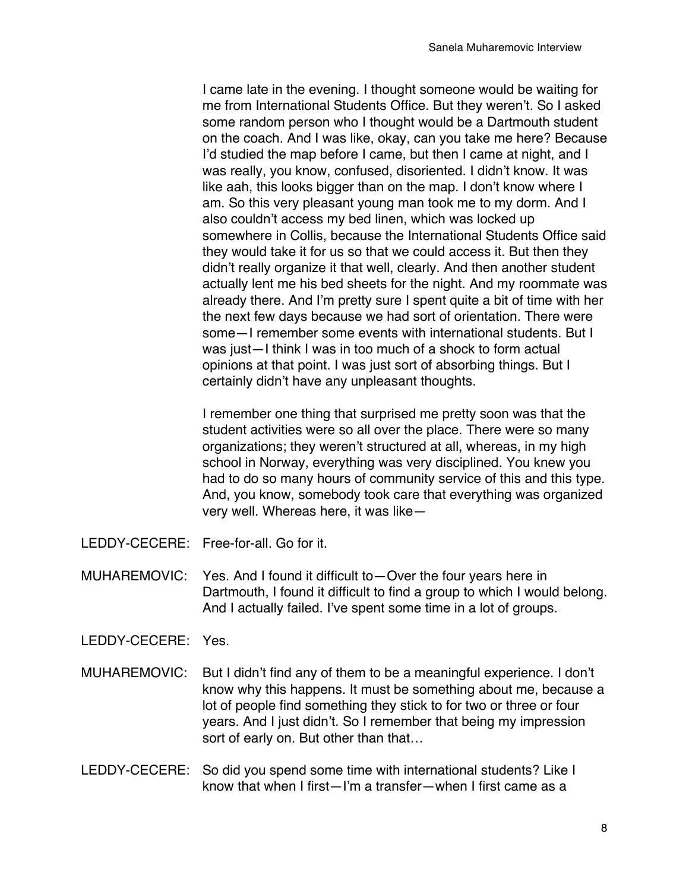I came late in the evening. I thought someone would be waiting for me from International Students Office. But they weren't. So I asked some random person who I thought would be a Dartmouth student on the coach. And I was like, okay, can you take me here? Because I'd studied the map before I came, but then I came at night, and I was really, you know, confused, disoriented. I didn't know. It was like aah, this looks bigger than on the map. I don't know where I am. So this very pleasant young man took me to my dorm. And I also couldn't access my bed linen, which was locked up somewhere in Collis, because the International Students Office said they would take it for us so that we could access it. But then they didn't really organize it that well, clearly. And then another student actually lent me his bed sheets for the night. And my roommate was already there. And I'm pretty sure I spent quite a bit of time with her the next few days because we had sort of orientation. There were some—I remember some events with international students. But I was just—I think I was in too much of a shock to form actual opinions at that point. I was just sort of absorbing things. But I certainly didn't have any unpleasant thoughts.

I remember one thing that surprised me pretty soon was that the student activities were so all over the place. There were so many organizations; they weren't structured at all, whereas, in my high school in Norway, everything was very disciplined. You knew you had to do so many hours of community service of this and this type. And, you know, somebody took care that everything was organized very well. Whereas here, it was like—

LEDDY-CECERE: Free-for-all. Go for it.

MUHAREMOVIC: Yes. And I found it difficult to—Over the four years here in Dartmouth, I found it difficult to find a group to which I would belong. And I actually failed. I've spent some time in a lot of groups.

LEDDY-CECERE: Yes.

MUHAREMOVIC: But I didn't find any of them to be a meaningful experience. I don't know why this happens. It must be something about me, because a lot of people find something they stick to for two or three or four years. And I just didn't. So I remember that being my impression sort of early on. But other than that…

LEDDY-CECERE: So did you spend some time with international students? Like I know that when I first—I'm a transfer—when I first came as a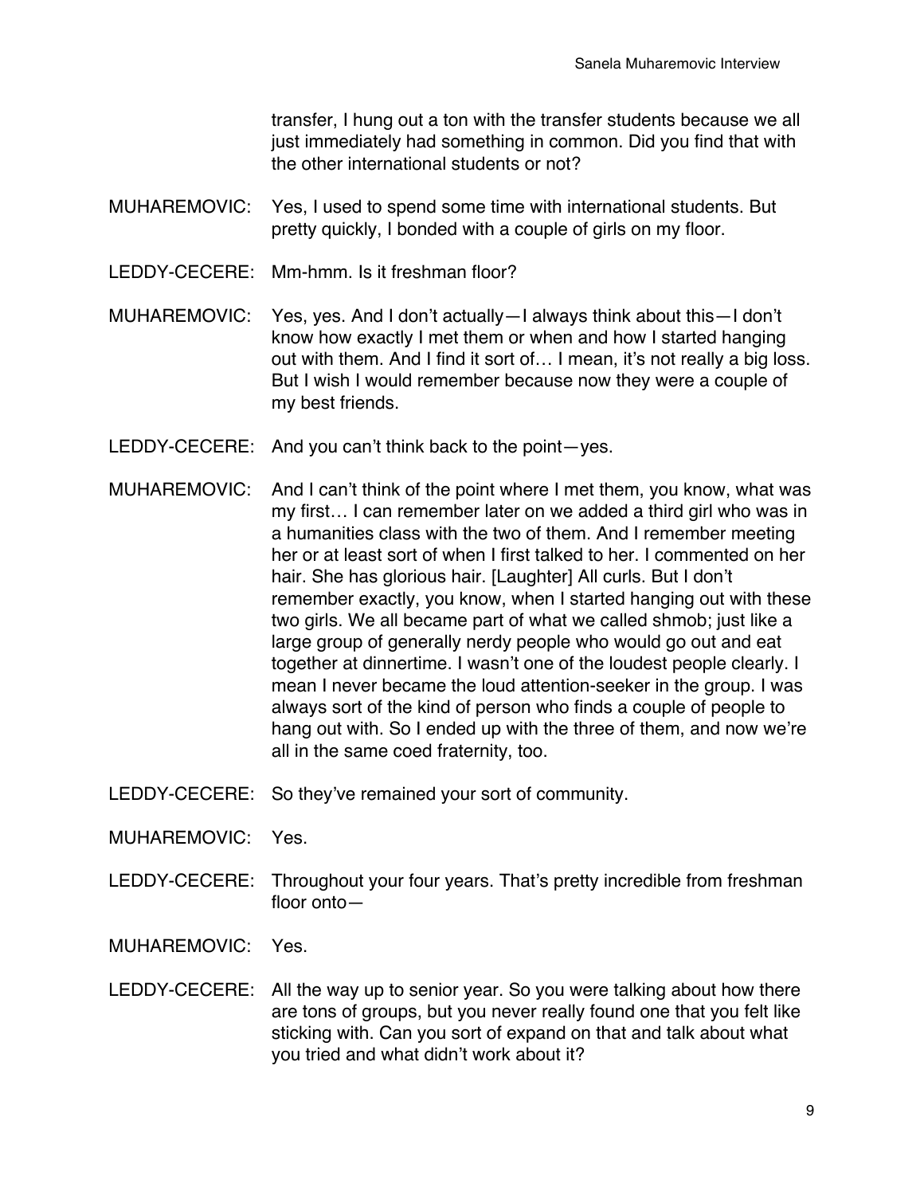transfer, I hung out a ton with the transfer students because we all just immediately had something in common. Did you find that with the other international students or not?

MUHAREMOVIC: Yes, I used to spend some time with international students. But pretty quickly, I bonded with a couple of girls on my floor.

LEDDY-CECERE: Mm-hmm. Is it freshman floor?

MUHAREMOVIC: Yes, yes. And I don't actually—I always think about this—I don't know how exactly I met them or when and how I started hanging out with them. And I find it sort of… I mean, it's not really a big loss. But I wish I would remember because now they were a couple of my best friends.

LEDDY-CECERE: And you can't think back to the point—yes.

MUHAREMOVIC: And I can't think of the point where I met them, you know, what was my first… I can remember later on we added a third girl who was in a humanities class with the two of them. And I remember meeting her or at least sort of when I first talked to her. I commented on her hair. She has glorious hair. [Laughter] All curls. But I don't remember exactly, you know, when I started hanging out with these two girls. We all became part of what we called shmob; just like a large group of generally nerdy people who would go out and eat together at dinnertime. I wasn't one of the loudest people clearly. I mean I never became the loud attention-seeker in the group. I was always sort of the kind of person who finds a couple of people to hang out with. So I ended up with the three of them, and now we're all in the same coed fraternity, too.

LEDDY-CECERE: So they've remained your sort of community.

MUHAREMOVIC: Yes.

LEDDY-CECERE: Throughout your four years. That's pretty incredible from freshman floor onto—

MUHAREMOVIC: Yes.

LEDDY-CECERE: All the way up to senior year. So you were talking about how there are tons of groups, but you never really found one that you felt like sticking with. Can you sort of expand on that and talk about what you tried and what didn't work about it?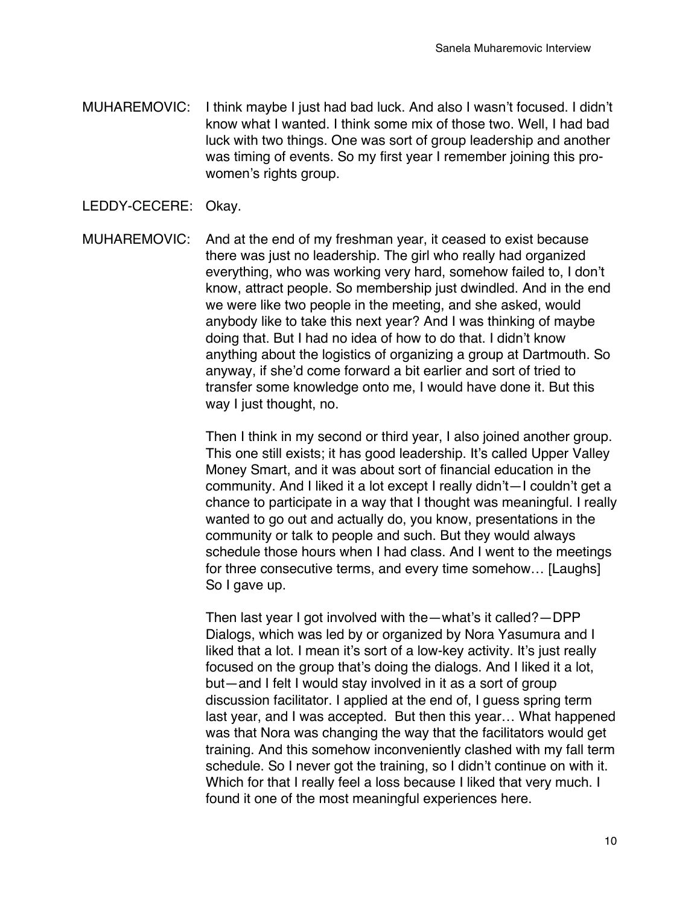MUHAREMOVIC: I think maybe I just had bad luck. And also I wasn't focused. I didn't know what I wanted. I think some mix of those two. Well, I had bad luck with two things. One was sort of group leadership and another was timing of events. So my first year I remember joining this pro-women's rights group.

LEDDY-CECERE: Okay.

MUHAREMOVIC: And at the end of my freshman year, it ceased to exist because there was just no leadership. The girl who really had organized everything, who was working very hard, somehow failed to, I don't know, attract people. So membership just dwindled. And in the end we were like two people in the meeting, and she asked, would anybody like to take this next year? And I was thinking of maybe doing that. But I had no idea of how to do that. I didn't know anything about the logistics of organizing a group at Dartmouth. So anyway, if she'd come forward a bit earlier and sort of tried to transfer some knowledge onto me, I would have done it. But this way I just thought, no.

Then I think in my second or third year, I also joined another group. This one still exists; it has good leadership. It's called Upper Valley Money Smart, and it was about sort of financial education in the community. And I liked it a lot except I really didn't—I couldn't get a chance to participate in a way that I thought was meaningful. I really wanted to go out and actually do, you know, presentations in the community or talk to people and such. But they would always schedule those hours when I had class. And I went to the meetings for three consecutive terms, and every time somehow… [Laughs] So I gave up.

Then last year I got involved with the—what's it called?—DPP Dialogs, which was led by or organized by Nora Yasumura and I liked that a lot. I mean it's sort of a low-key activity. It's just really focused on the group that's doing the dialogs. And I liked it a lot, but—and I felt I would stay involved in it as a sort of group discussion facilitator. I applied at the end of, I guess spring term last year, and I was accepted. But then this year… What happened was that Nora was changing the way that the facilitators would get training. And this somehow inconveniently clashed with my fall term schedule. So I never got the training, so I didn't continue on with it. Which for that I really feel a loss because I liked that very much. I found it one of the most meaningful experiences here.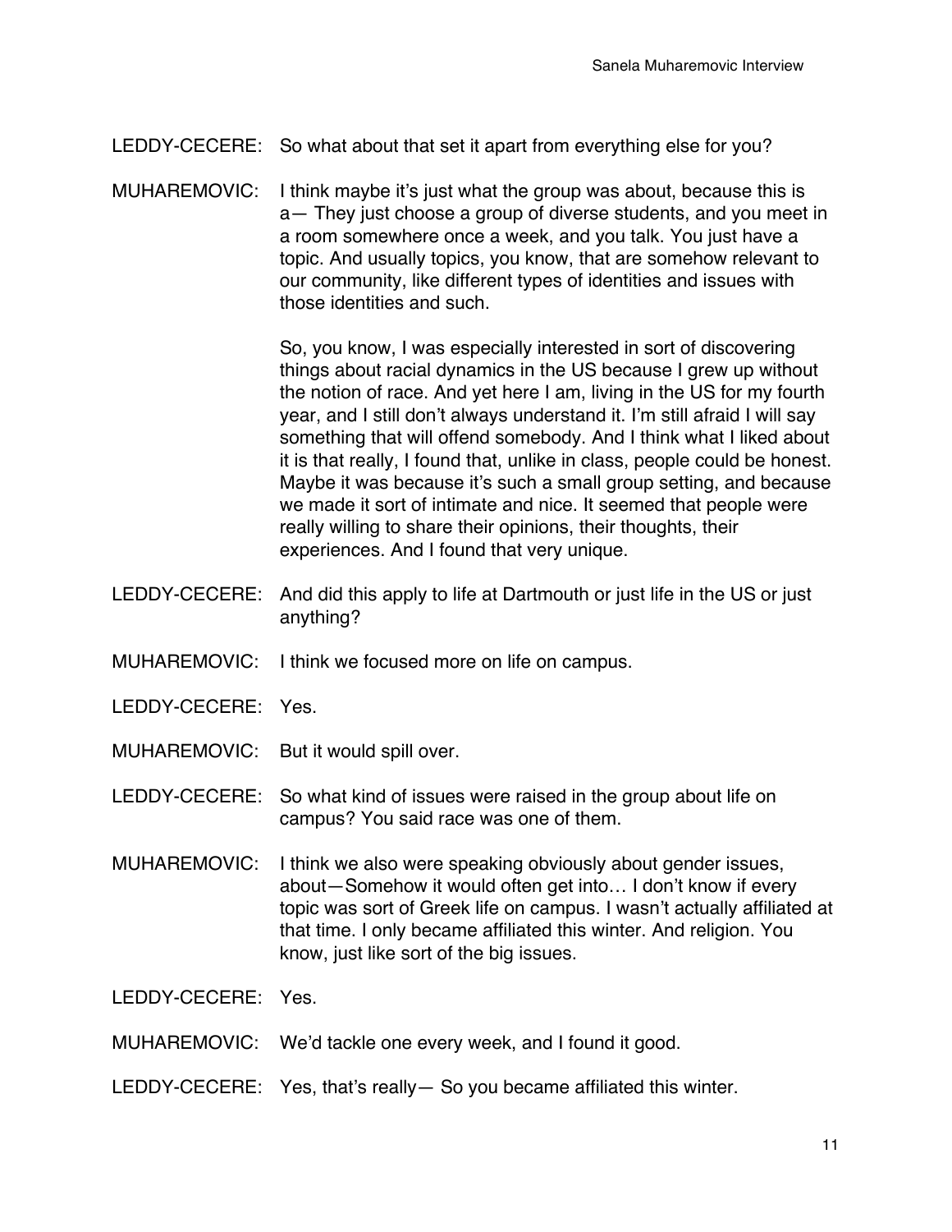LEDDY-CECERE: So what about that set it apart from everything else for you?

MUHAREMOVIC: I think maybe it's just what the group was about, because this is a— They just choose a group of diverse students, and you meet in a room somewhere once a week, and you talk. You just have a topic. And usually topics, you know, that are somehow relevant to our community, like different types of identities and issues with those identities and such.

So, you know, I was especially interested in sort of discovering things about racial dynamics in the US because I grew up without the notion of race. And yet here I am, living in the US for my fourth year, and I still don't always understand it. I'm still afraid I will say something that will offend somebody. And I think what I liked about it is that really, I found that, unlike in class, people could be honest. Maybe it was because it's such a small group setting, and because we made it sort of intimate and nice. It seemed that people were really willing to share their opinions, their thoughts, their experiences. And I found that very unique.

LEDDY-CECERE: And did this apply to life at Dartmouth or just life in the US or just anything?

MUHAREMOVIC: I think we focused more on life on campus.

LEDDY-CECERE: Yes.

MUHAREMOVIC: But it would spill over.

LEDDY-CECERE: So what kind of issues were raised in the group about life on campus? You said race was one of them.

MUHAREMOVIC: I think we also were speaking obviously about gender issues, about—Somehow it would often get into… I don't know if every topic was sort of Greek life on campus. I wasn't actually affiliated at that time. I only became affiliated this winter. And religion. You know, just like sort of the big issues.

LEDDY-CECERE: Yes.

MUHAREMOVIC: We'd tackle one every week, and I found it good.

LEDDY-CECERE: Yes, that's really— So you became affiliated this winter.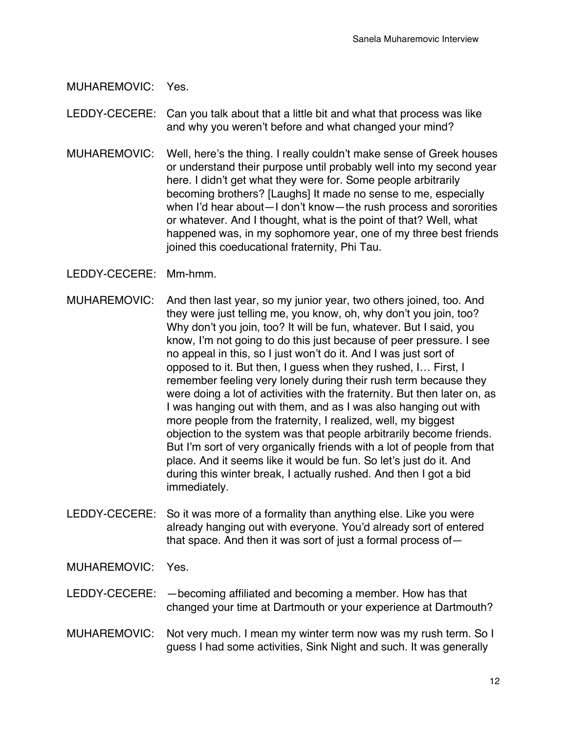MUHAREMOVIC: Yes.

LEDDY-CECERE: Can you talk about that a little bit and what that process was like and why you weren't before and what changed your mind?

MUHAREMOVIC: Well, here's the thing. I really couldn't make sense of Greek houses or understand their purpose until probably well into my second year here. I didn't get what they were for. Some people arbitrarily becoming brothers? [Laughs] It made no sense to me, especially when I'd hear about—I don't know—the rush process and sororities or whatever. And I thought, what is the point of that? Well, what happened was, in my sophomore year, one of my three best friends joined this coeducational fraternity, Phi Tau.

LEDDY-CECERE: Mm-hmm.

MUHAREMOVIC: And then last year, so my junior year, two others joined, too. And they were just telling me, you know, oh, why don't you join, too? Why don't you join, too? It will be fun, whatever. But I said, you know, I'm not going to do this just because of peer pressure. I see no appeal in this, so I just won't do it. And I was just sort of opposed to it. But then, I guess when they rushed, I… First, I remember feeling very lonely during their rush term because they were doing a lot of activities with the fraternity. But then later on, as I was hanging out with them, and as I was also hanging out with more people from the fraternity, I realized, well, my biggest objection to the system was that people arbitrarily become friends. But I'm sort of very organically friends with a lot of people from that place. And it seems like it would be fun. So let's just do it. And during this winter break, I actually rushed. And then I got a bid immediately.

LEDDY-CECERE: So it was more of a formality than anything else. Like you were already hanging out with everyone. You'd already sort of entered that space. And then it was sort of just a formal process of—

MUHAREMOVIC: Yes.

LEDDY-CECERE: —becoming affiliated and becoming a member. How has that changed your time at Dartmouth or your experience at Dartmouth?

MUHAREMOVIC: Not very much. I mean my winter term now was my rush term. So I guess I had some activities, Sink Night and such. It was generally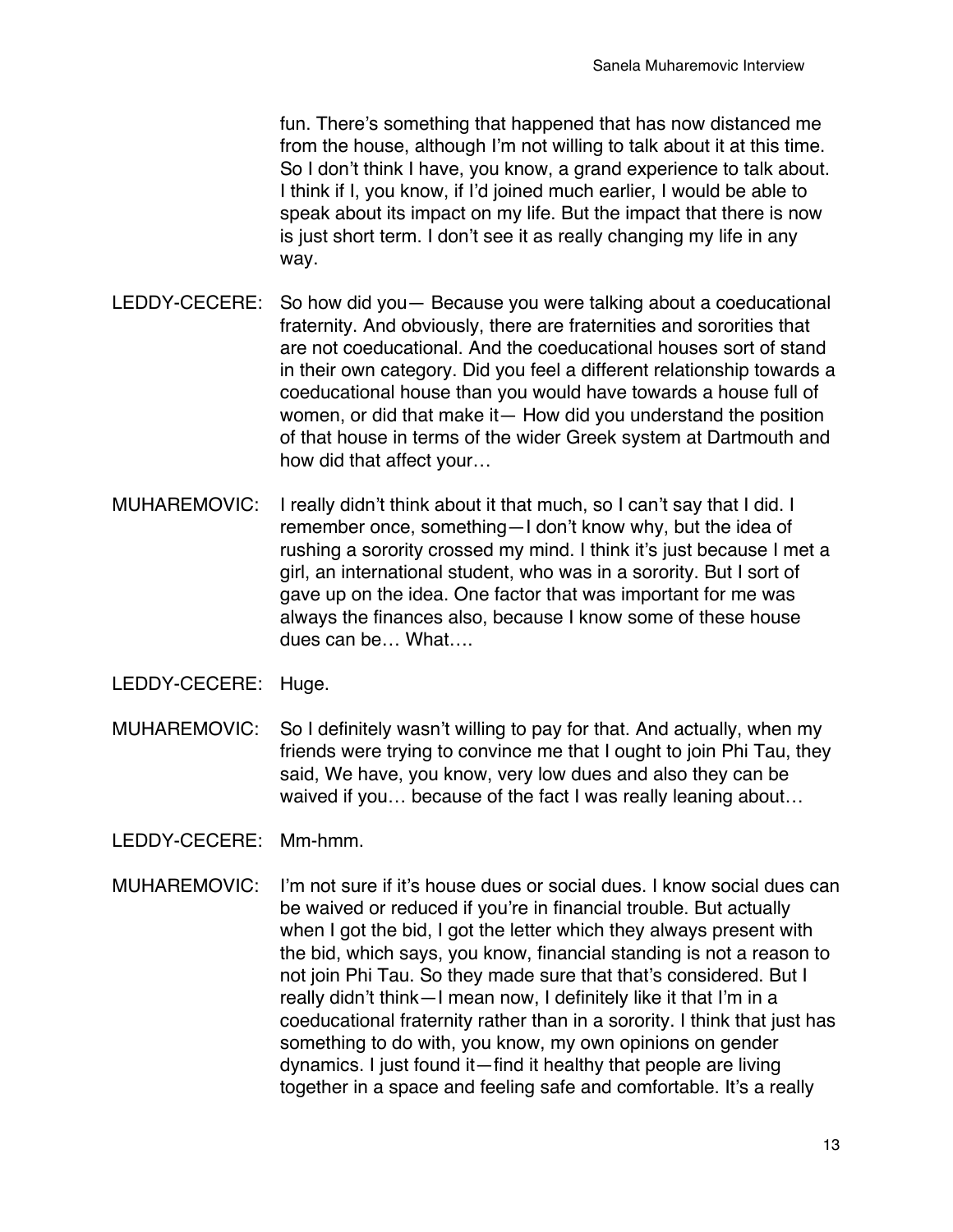fun. There's something that happened that has now distanced me from the house, although I'm not willing to talk about it at this time. So I don't think I have, you know, a grand experience to talk about. I think if I, you know, if I'd joined much earlier, I would be able to speak about its impact on my life. But the impact that there is now is just short term. I don't see it as really changing my life in any way.

LEDDY-CECERE: So how did you— Because you were talking about a coeducational fraternity. And obviously, there are fraternities and sororities that are not coeducational. And the coeducational houses sort of stand in their own category. Did you feel a different relationship towards a coeducational house than you would have towards a house full of women, or did that make it— How did you understand the position of that house in terms of the wider Greek system at Dartmouth and how did that affect your…

MUHAREMOVIC: I really didn't think about it that much, so I can't say that I did. I remember once, something—I don't know why, but the idea of rushing a sorority crossed my mind. I think it's just because I met a girl, an international student, who was in a sorority. But I sort of gave up on the idea. One factor that was important for me was always the finances also, because I know some of these house dues can be… What….

LEDDY-CECERE: Huge.

MUHAREMOVIC: So I definitely wasn't willing to pay for that. And actually, when my friends were trying to convince me that I ought to join Phi Tau, they said, We have, you know, very low dues and also they can be waived if you… because of the fact I was really leaning about…

LEDDY-CECERE: Mm-hmm.

MUHAREMOVIC: I'm not sure if it's house dues or social dues. I know social dues can be waived or reduced if you're in financial trouble. But actually when I got the bid, I got the letter which they always present with the bid, which says, you know, financial standing is not a reason to not join Phi Tau. So they made sure that that's considered. But I really didn't think—I mean now, I definitely like it that I'm in a coeducational fraternity rather than in a sorority. I think that just has something to do with, you know, my own opinions on gender dynamics. I just found it—find it healthy that people are living together in a space and feeling safe and comfortable. It's a really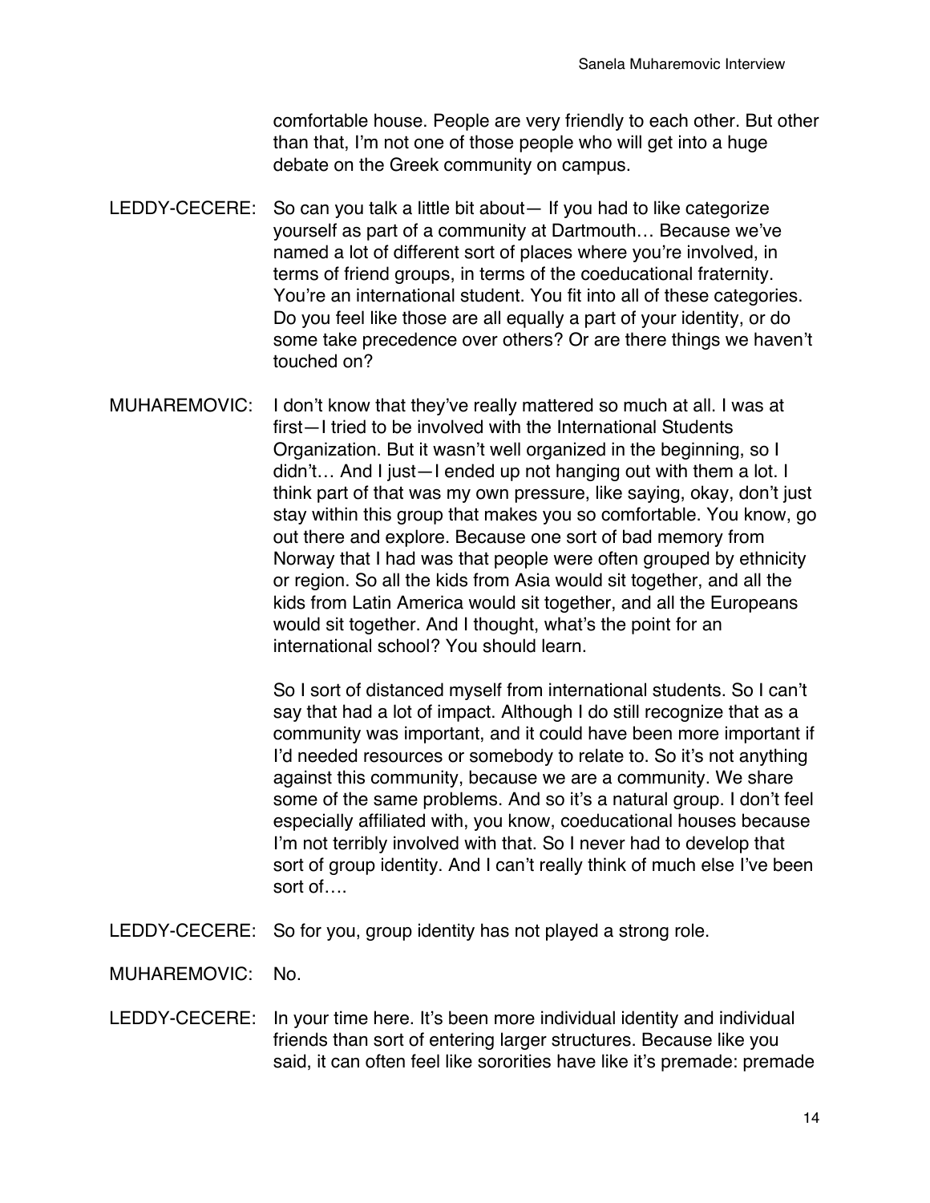comfortable house. People are very friendly to each other. But other than that, I'm not one of those people who will get into a huge debate on the Greek community on campus.

LEDDY-CECERE: So can you talk a little bit about— If you had to like categorize yourself as part of a community at Dartmouth… Because we've named a lot of different sort of places where you're involved, in terms of friend groups, in terms of the coeducational fraternity. You're an international student. You fit into all of these categories. Do you feel like those are all equally a part of your identity, or do some take precedence over others? Or are there things we haven't touched on?

MUHAREMOVIC: I don't know that they've really mattered so much at all. I was at first—I tried to be involved with the International Students Organization. But it wasn't well organized in the beginning, so I didn't… And I just—I ended up not hanging out with them a lot. I think part of that was my own pressure, like saying, okay, don't just stay within this group that makes you so comfortable. You know, go out there and explore. Because one sort of bad memory from Norway that I had was that people were often grouped by ethnicity or region. So all the kids from Asia would sit together, and all the kids from Latin America would sit together, and all the Europeans would sit together. And I thought, what's the point for an international school? You should learn.

So I sort of distanced myself from international students. So I can't say that had a lot of impact. Although I do still recognize that as a community was important, and it could have been more important if I'd needed resources or somebody to relate to. So it's not anything against this community, because we are a community. We share some of the same problems. And so it's a natural group. I don't feel especially affiliated with, you know, coeducational houses because I'm not terribly involved with that. So I never had to develop that sort of group identity. And I can't really think of much else I've been sort of….

LEDDY-CECERE: So for you, group identity has not played a strong role.

MUHAREMOVIC: No.

LEDDY-CECERE: In your time here. It's been more individual identity and individual friends than sort of entering larger structures. Because like you said, it can often feel like sororities have like it's premade: premade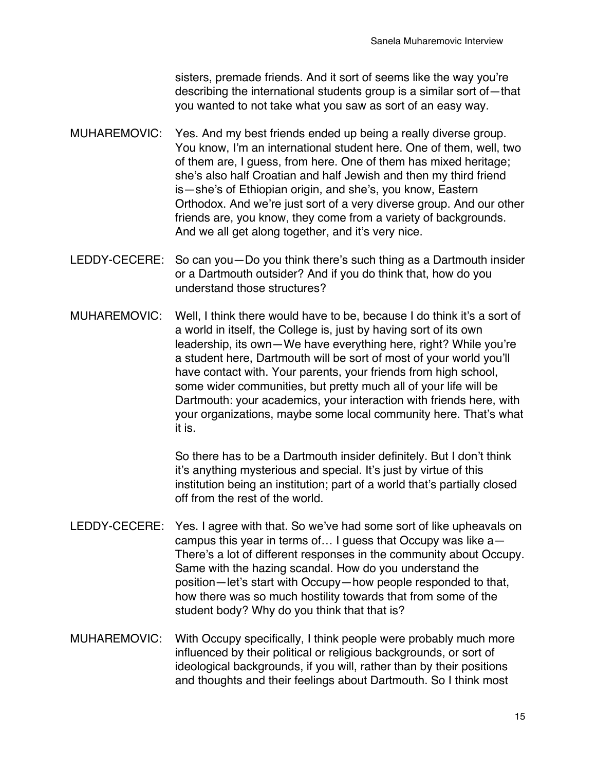sisters, premade friends. And it sort of seems like the way you're describing the international students group is a similar sort of—that you wanted to not take what you saw as sort of an easy way.

MUHAREMOVIC: Yes. And my best friends ended up being a really diverse group. You know, I'm an international student here. One of them, well, two of them are, I guess, from here. One of them has mixed heritage; she's also half Croatian and half Jewish and then my third friend is—she's of Ethiopian origin, and she's, you know, Eastern Orthodox. And we're just sort of a very diverse group. And our other friends are, you know, they come from a variety of backgrounds. And we all get along together, and it's very nice.

LEDDY-CECERE: So can you—Do you think there's such thing as a Dartmouth insider or a Dartmouth outsider? And if you do think that, how do you understand those structures?

MUHAREMOVIC: Well, I think there would have to be, because I do think it's a sort of a world in itself, the College is, just by having sort of its own leadership, its own—We have everything here, right? While you're a student here, Dartmouth will be sort of most of your world you'll have contact with. Your parents, your friends from high school, some wider communities, but pretty much all of your life will be Dartmouth: your academics, your interaction with friends here, with your organizations, maybe some local community here. That's what it is.

So there has to be a Dartmouth insider definitely. But I don't think it's anything mysterious and special. It's just by virtue of this institution being an institution; part of a world that's partially closed off from the rest of the world.

LEDDY-CECERE: Yes. I agree with that. So we've had some sort of like upheavals on campus this year in terms of… I guess that Occupy was like a—There's a lot of different responses in the community about Occupy. Same with the hazing scandal. How do you understand the position—let's start with Occupy—how people responded to that, how there was so much hostility towards that from some of the student body? Why do you think that that is?

MUHAREMOVIC: With Occupy specifically, I think people were probably much more influenced by their political or religious backgrounds, or sort of ideological backgrounds, if you will, rather than by their positions and thoughts and their feelings about Dartmouth. So I think most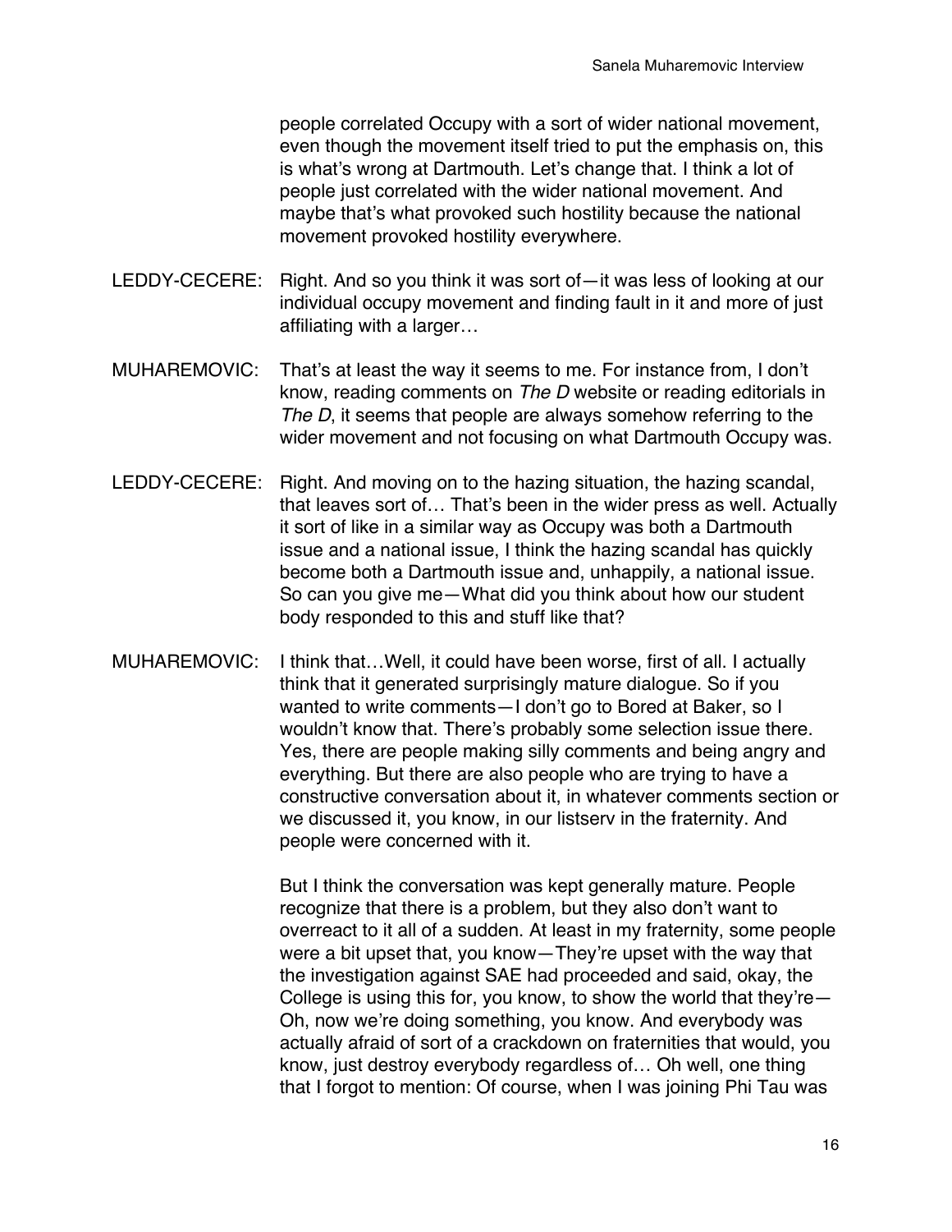people correlated Occupy with a sort of wider national movement, even though the movement itself tried to put the emphasis on, this is what's wrong at Dartmouth. Let's change that. I think a lot of people just correlated with the wider national movement. And maybe that's what provoked such hostility because the national movement provoked hostility everywhere.

LEDDY-CECERE: Right. And so you think it was sort of—it was less of looking at our individual occupy movement and finding fault in it and more of just affiliating with a larger…

MUHAREMOVIC: That's at least the way it seems to me. For instance from, I don't know, reading comments on *The D* website or reading editorials in *The D*, it seems that people are always somehow referring to the wider movement and not focusing on what Dartmouth Occupy was.

LEDDY-CECERE: Right. And moving on to the hazing situation, the hazing scandal, that leaves sort of… That's been in the wider press as well. Actually it sort of like in a similar way as Occupy was both a Dartmouth issue and a national issue, I think the hazing scandal has quickly become both a Dartmouth issue and, unhappily, a national issue. So can you give me—What did you think about how our student body responded to this and stuff like that?

MUHAREMOVIC: I think that…Well, it could have been worse, first of all. I actually think that it generated surprisingly mature dialogue. So if you wanted to write comments—I don't go to Bored at Baker, so I wouldn't know that. There's probably some selection issue there. Yes, there are people making silly comments and being angry and everything. But there are also people who are trying to have a constructive conversation about it, in whatever comments section or we discussed it, you know, in our listserv in the fraternity. And people were concerned with it.

But I think the conversation was kept generally mature. People recognize that there is a problem, but they also don't want to overreact to it all of a sudden. At least in my fraternity, some people were a bit upset that, you know—They're upset with the way that the investigation against SAE had proceeded and said, okay, the College is using this for, you know, to show the world that they're—Oh, now we're doing something, you know. And everybody was actually afraid of sort of a crackdown on fraternities that would, you know, just destroy everybody regardless of… Oh well, one thing that I forgot to mention: Of course, when I was joining Phi Tau was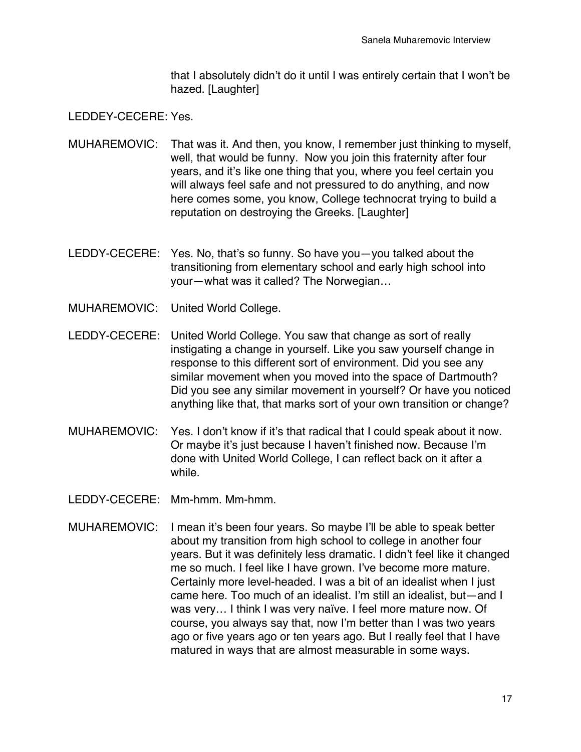that I absolutely didn't do it until I was entirely certain that I won't be hazed. [Laughter]

LEDDEY-CECERE: Yes.

MUHAREMOVIC: That was it. And then, you know, I remember just thinking to myself, well, that would be funny. Now you join this fraternity after four years, and it's like one thing that you, where you feel certain you will always feel safe and not pressured to do anything, and now here comes some, you know, College technocrat trying to build a reputation on destroying the Greeks. [Laughter]

LEDDY-CECERE: Yes. No, that's so funny. So have you—you talked about the transitioning from elementary school and early high school into your—what was it called? The Norwegian…

MUHAREMOVIC: United World College.

LEDDY-CECERE: United World College. You saw that change as sort of really instigating a change in yourself. Like you saw yourself change in response to this different sort of environment. Did you see any similar movement when you moved into the space of Dartmouth? Did you see any similar movement in yourself? Or have you noticed anything like that, that marks sort of your own transition or change?

MUHAREMOVIC: Yes. I don't know if it's that radical that I could speak about it now. Or maybe it's just because I haven't finished now. Because I'm done with United World College, I can reflect back on it after a while.

LEDDY-CECERE: Mm-hmm. Mm-hmm.

MUHAREMOVIC: I mean it's been four years. So maybe I'll be able to speak better about my transition from high school to college in another four years. But it was definitely less dramatic. I didn't feel like it changed me so much. I feel like I have grown. I've become more mature. Certainly more level-headed. I was a bit of an idealist when I just came here. Too much of an idealist. I'm still an idealist, but—and I was very… I think I was very naïve. I feel more mature now. Of course, you always say that, now I'm better than I was two years ago or five years ago or ten years ago. But I really feel that I have matured in ways that are almost measurable in some ways.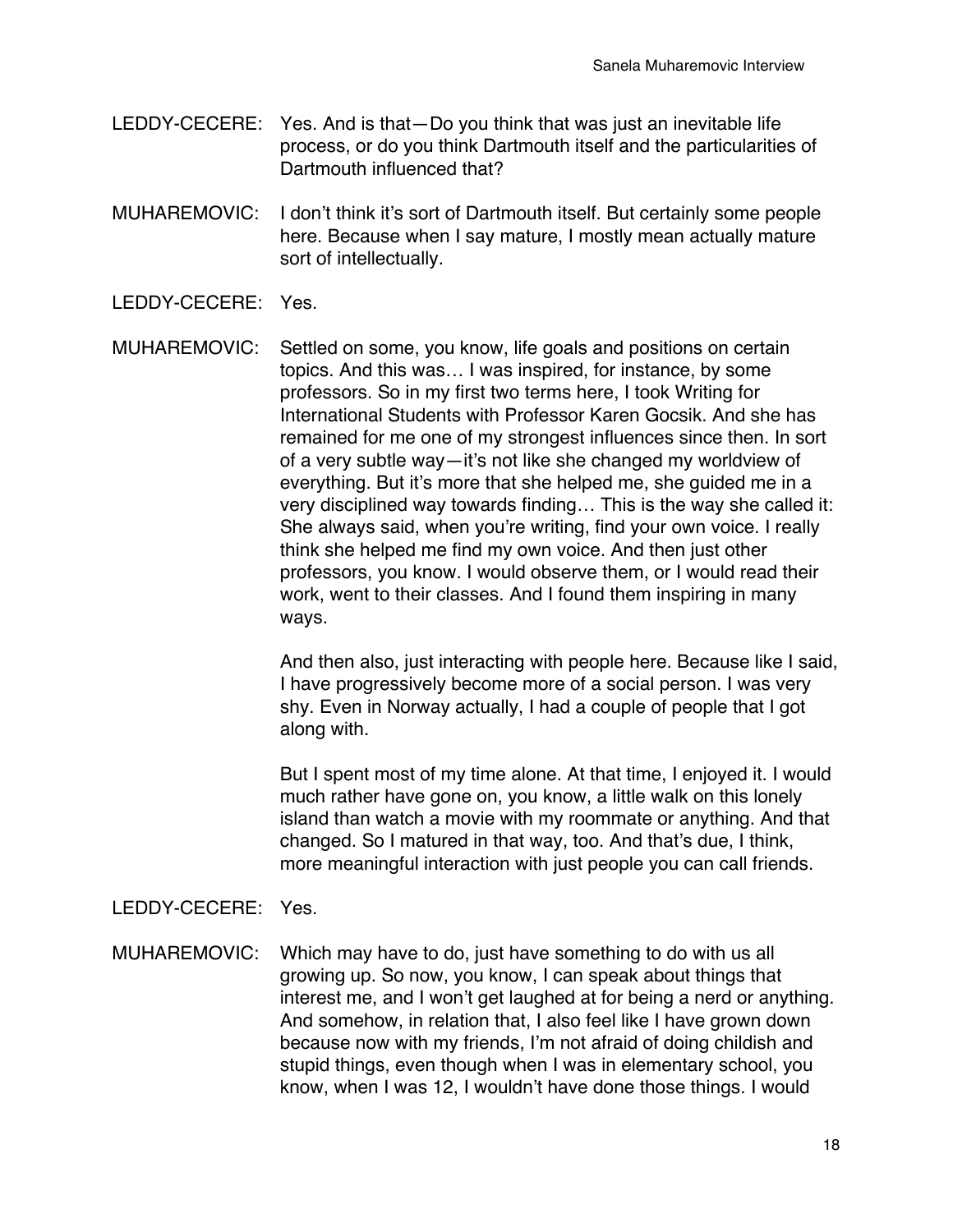LEDDY-CECERE: Yes. And is that—Do you think that was just an inevitable life process, or do you think Dartmouth itself and the particularities of Dartmouth influenced that?

MUHAREMOVIC: I don't think it's sort of Dartmouth itself. But certainly some people here. Because when I say mature, I mostly mean actually mature sort of intellectually.

LEDDY-CECERE: Yes.

MUHAREMOVIC: Settled on some, you know, life goals and positions on certain topics. And this was… I was inspired, for instance, by some professors. So in my first two terms here, I took Writing for International Students with Professor Karen Gocsik. And she has remained for me one of my strongest influences since then. In sort of a very subtle way—it's not like she changed my worldview of everything. But it's more that she helped me, she guided me in a very disciplined way towards finding… This is the way she called it: She always said, when you're writing, find your own voice. I really think she helped me find my own voice. And then just other professors, you know. I would observe them, or I would read their work, went to their classes. And I found them inspiring in many ways.

And then also, just interacting with people here. Because like I said, I have progressively become more of a social person. I was very shy. Even in Norway actually, I had a couple of people that I got along with.

But I spent most of my time alone. At that time, I enjoyed it. I would much rather have gone on, you know, a little walk on this lonely island than watch a movie with my roommate or anything. And that changed. So I matured in that way, too. And that's due, I think, more meaningful interaction with just people you can call friends.

LEDDY-CECERE: Yes.

MUHAREMOVIC: Which may have to do, just have something to do with us all growing up. So now, you know, I can speak about things that interest me, and I won't get laughed at for being a nerd or anything. And somehow, in relation that, I also feel like I have grown down because now with my friends, I'm not afraid of doing childish and stupid things, even though when I was in elementary school, you know, when I was 12, I wouldn't have done those things. I would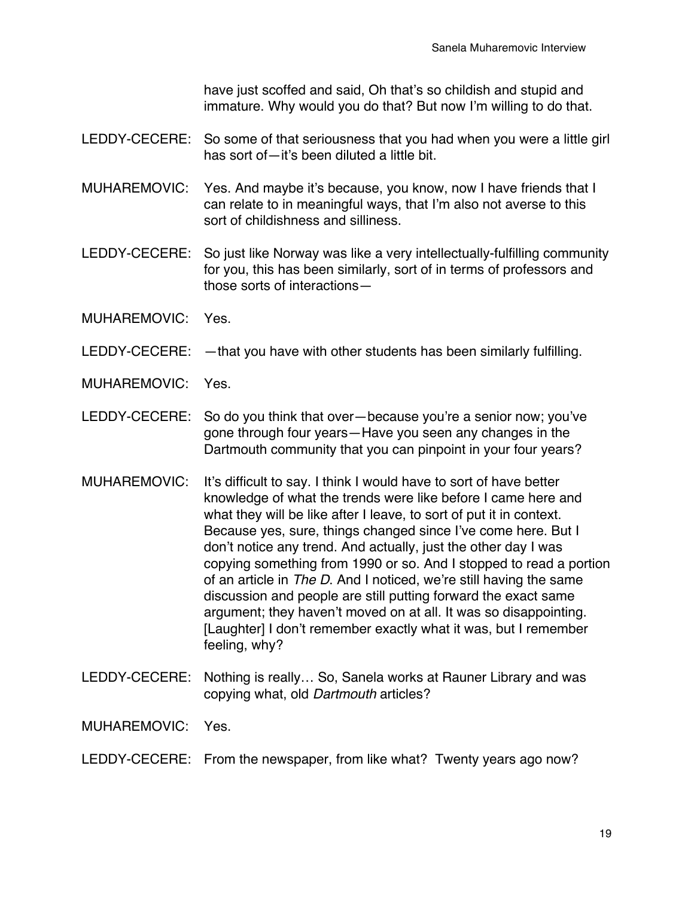have just scoffed and said, Oh that's so childish and stupid and immature. Why would you do that? But now I'm willing to do that.

LEDDY-CECERE: So some of that seriousness that you had when you were a little girl has sort of—it's been diluted a little bit.

MUHAREMOVIC: Yes. And maybe it's because, you know, now I have friends that I can relate to in meaningful ways, that I'm also not averse to this sort of childishness and silliness.

LEDDY-CECERE: So just like Norway was like a very intellectually-fulfilling community for you, this has been similarly, sort of in terms of professors and those sorts of interactions—

MUHAREMOVIC: Yes.

LEDDY-CECERE: —that you have with other students has been similarly fulfilling.

MUHAREMOVIC: Yes.

LEDDY-CECERE: So do you think that over—because you're a senior now; you've gone through four years—Have you seen any changes in the Dartmouth community that you can pinpoint in your four years?

MUHAREMOVIC: It's difficult to say. I think I would have to sort of have better knowledge of what the trends were like before I came here and what they will be like after I leave, to sort of put it in context. Because yes, sure, things changed since I've come here. But I don't notice any trend. And actually, just the other day I was copying something from 1990 or so. And I stopped to read a portion of an article in *The D*. And I noticed, we're still having the same discussion and people are still putting forward the exact same argument; they haven't moved on at all. It was so disappointing. [Laughter] I don't remember exactly what it was, but I remember feeling, why?

LEDDY-CECERE: Nothing is really… So, Sanela works at Rauner Library and was copying what, old *Dartmouth* articles?

MUHAREMOVIC: Yes.

LEDDY-CECERE: From the newspaper, from like what? Twenty years ago now?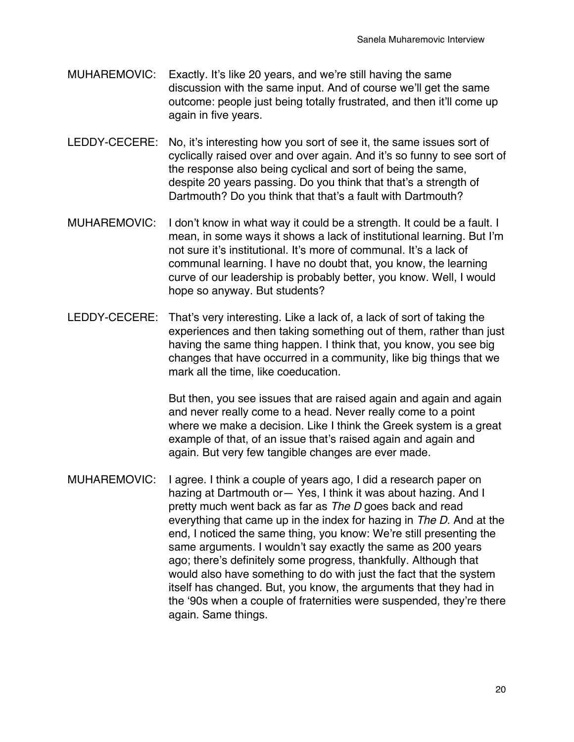MUHAREMOVIC: Exactly. It's like 20 years, and we're still having the same discussion with the same input. And of course we'll get the same outcome: people just being totally frustrated, and then it'll come up again in five years.

LEDDY-CECERE: No, it's interesting how you sort of see it, the same issues sort of cyclically raised over and over again. And it's so funny to see sort of the response also being cyclical and sort of being the same, despite 20 years passing. Do you think that that's a strength of Dartmouth? Do you think that that's a fault with Dartmouth?

MUHAREMOVIC: I don't know in what way it could be a strength. It could be a fault. I mean, in some ways it shows a lack of institutional learning. But I'm not sure it's institutional. It's more of communal. It's a lack of communal learning. I have no doubt that, you know, the learning curve of our leadership is probably better, you know. Well, I would hope so anyway. But students?

LEDDY-CECERE: That's very interesting. Like a lack of, a lack of sort of taking the experiences and then taking something out of them, rather than just having the same thing happen. I think that, you know, you see big changes that have occurred in a community, like big things that we mark all the time, like coeducation.

But then, you see issues that are raised again and again and again and never really come to a head. Never really come to a point where we make a decision. Like I think the Greek system is a great example of that, of an issue that's raised again and again and again. But very few tangible changes are ever made.

MUHAREMOVIC: I agree. I think a couple of years ago, I did a research paper on hazing at Dartmouth or— Yes, I think it was about hazing. And I pretty much went back as far as *The D* goes back and read everything that came up in the index for hazing in *The D*. And at the end, I noticed the same thing, you know: We're still presenting the same arguments. I wouldn't say exactly the same as 200 years ago; there's definitely some progress, thankfully. Although that would also have something to do with just the fact that the system itself has changed. But, you know, the arguments that they had in the '90s when a couple of fraternities were suspended, they're there again. Same things.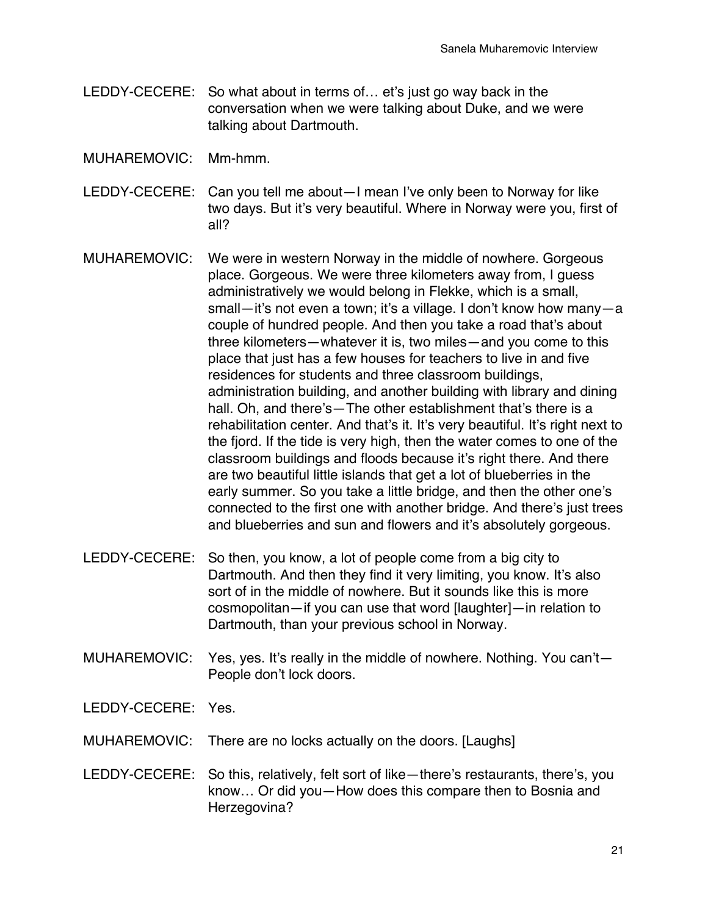LEDDY-CECERE: So what about in terms of… et's just go way back in the conversation when we were talking about Duke, and we were talking about Dartmouth.

MUHAREMOVIC: Mm-hmm.

LEDDY-CECERE: Can you tell me about—I mean I've only been to Norway for like two days. But it's very beautiful. Where in Norway were you, first of all?

MUHAREMOVIC: We were in western Norway in the middle of nowhere. Gorgeous place. Gorgeous. We were three kilometers away from, I guess administratively we would belong in Flekke, which is a small, small—it's not even a town; it's a village. I don't know how many—a couple of hundred people. And then you take a road that's about three kilometers—whatever it is, two miles—and you come to this place that just has a few houses for teachers to live in and five residences for students and three classroom buildings, administration building, and another building with library and dining hall. Oh, and there's—The other establishment that's there is a rehabilitation center. And that's it. It's very beautiful. It's right next to the fjord. If the tide is very high, then the water comes to one of the classroom buildings and floods because it's right there. And there are two beautiful little islands that get a lot of blueberries in the early summer. So you take a little bridge, and then the other one's connected to the first one with another bridge. And there's just trees and blueberries and sun and flowers and it's absolutely gorgeous.

LEDDY-CECERE: So then, you know, a lot of people come from a big city to Dartmouth. And then they find it very limiting, you know. It's also sort of in the middle of nowhere. But it sounds like this is more cosmopolitan—if you can use that word [laughter]—in relation to Dartmouth, than your previous school in Norway.

MUHAREMOVIC: Yes, yes. It's really in the middle of nowhere. Nothing. You can't—People don't lock doors.

LEDDY-CECERE: Yes.

MUHAREMOVIC: There are no locks actually on the doors. [Laughs]

LEDDY-CECERE: So this, relatively, felt sort of like—there's restaurants, there's, you know… Or did you—How does this compare then to Bosnia and Herzegovina?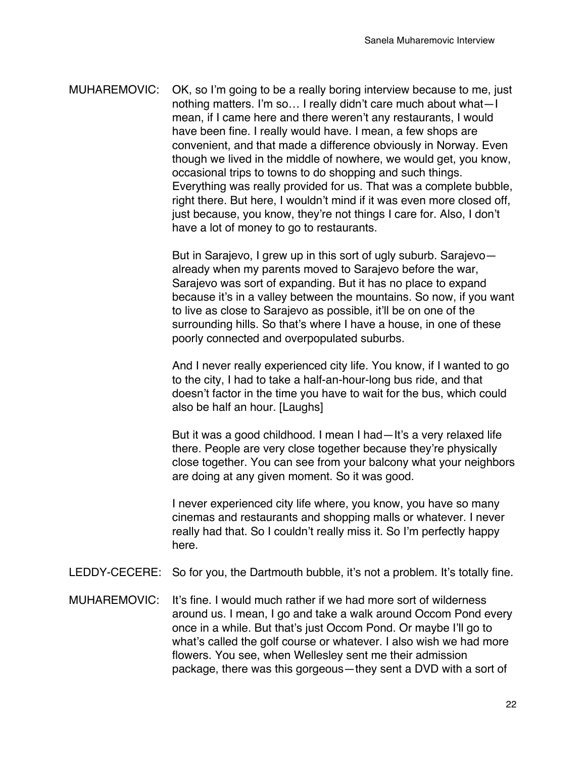MUHAREMOVIC: OK, so I'm going to be a really boring interview because to me, just nothing matters. I'm so… I really didn't care much about what—I mean, if I came here and there weren't any restaurants, I would have been fine. I really would have. I mean, a few shops are convenient, and that made a difference obviously in Norway. Even though we lived in the middle of nowhere, we would get, you know, occasional trips to towns to do shopping and such things. Everything was really provided for us. That was a complete bubble, right there. But here, I wouldn't mind if it was even more closed off, just because, you know, they're not things I care for. Also, I don't have a lot of money to go to restaurants.

But in Sarajevo, I grew up in this sort of ugly suburb. Sarajevo—already when my parents moved to Sarajevo before the war, Sarajevo was sort of expanding. But it has no place to expand because it's in a valley between the mountains. So now, if you want to live as close to Sarajevo as possible, it'll be on one of the surrounding hills. So that's where I have a house, in one of these poorly connected and overpopulated suburbs.

And I never really experienced city life. You know, if I wanted to go to the city, I had to take a half-an-hour-long bus ride, and that doesn't factor in the time you have to wait for the bus, which could also be half an hour. [Laughs]

But it was a good childhood. I mean I had—It's a very relaxed life there. People are very close together because they're physically close together. You can see from your balcony what your neighbors are doing at any given moment. So it was good.

I never experienced city life where, you know, you have so many cinemas and restaurants and shopping malls or whatever. I never really had that. So I couldn't really miss it. So I'm perfectly happy here.

LEDDY-CECERE: So for you, the Dartmouth bubble, it's not a problem. It's totally fine.

MUHAREMOVIC: It's fine. I would much rather if we had more sort of wilderness around us. I mean, I go and take a walk around Occom Pond every once in a while. But that's just Occom Pond. Or maybe I'll go to what's called the golf course or whatever. I also wish we had more flowers. You see, when Wellesley sent me their admission package, there was this gorgeous—they sent a DVD with a sort of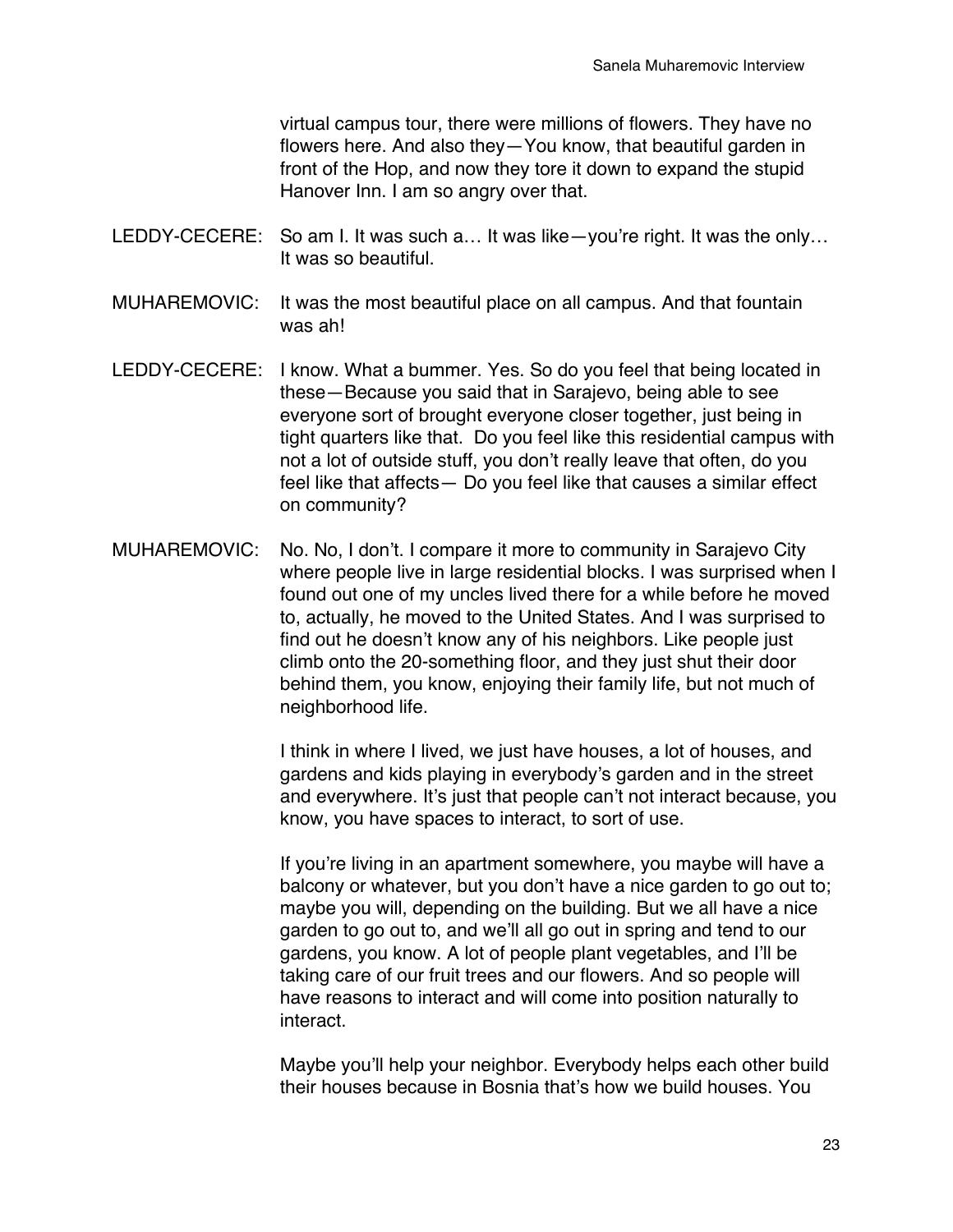virtual campus tour, there were millions of flowers. They have no flowers here. And also they—You know, that beautiful garden in front of the Hop, and now they tore it down to expand the stupid Hanover Inn. I am so angry over that.

LEDDY-CECERE: So am I. It was such a… It was like—you're right. It was the only… It was so beautiful.

MUHAREMOVIC: It was the most beautiful place on all campus. And that fountain was ah!

LEDDY-CECERE: I know. What a bummer. Yes. So do you feel that being located in these—Because you said that in Sarajevo, being able to see everyone sort of brought everyone closer together, just being in tight quarters like that. Do you feel like this residential campus with not a lot of outside stuff, you don't really leave that often, do you feel like that affects— Do you feel like that causes a similar effect on community?

MUHAREMOVIC: No. No, I don't. I compare it more to community in Sarajevo City where people live in large residential blocks. I was surprised when I found out one of my uncles lived there for a while before he moved to, actually, he moved to the United States. And I was surprised to find out he doesn't know any of his neighbors. Like people just climb onto the 20-something floor, and they just shut their door behind them, you know, enjoying their family life, but not much of neighborhood life.

I think in where I lived, we just have houses, a lot of houses, and gardens and kids playing in everybody's garden and in the street and everywhere. It's just that people can't not interact because, you know, you have spaces to interact, to sort of use.

If you're living in an apartment somewhere, you maybe will have a balcony or whatever, but you don't have a nice garden to go out to; maybe you will, depending on the building. But we all have a nice garden to go out to, and we'll all go out in spring and tend to our gardens, you know. A lot of people plant vegetables, and I'll be taking care of our fruit trees and our flowers. And so people will have reasons to interact and will come into position naturally to interact.

Maybe you'll help your neighbor. Everybody helps each other build their houses because in Bosnia that's how we build houses. You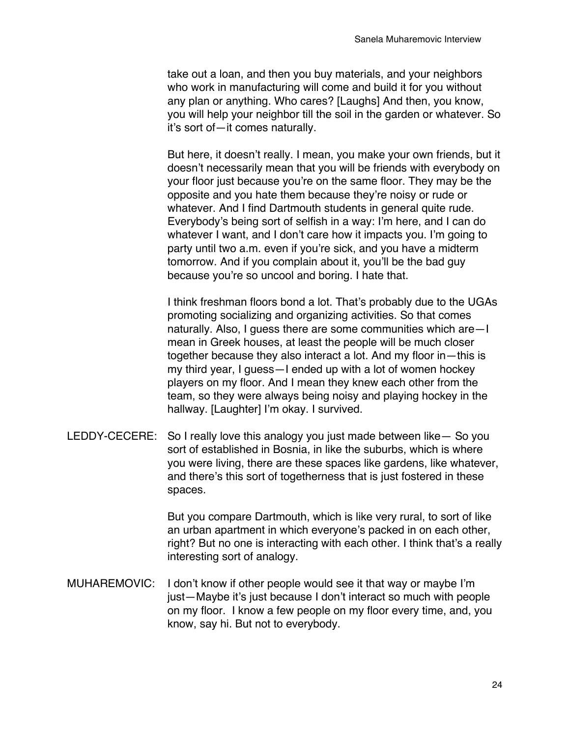take out a loan, and then you buy materials, and your neighbors who work in manufacturing will come and build it for you without any plan or anything. Who cares? [Laughs] And then, you know, you will help your neighbor till the soil in the garden or whatever. So it's sort of—it comes naturally.

But here, it doesn't really. I mean, you make your own friends, but it doesn't necessarily mean that you will be friends with everybody on your floor just because you're on the same floor. They may be the opposite and you hate them because they're noisy or rude or whatever. And I find Dartmouth students in general quite rude. Everybody's being sort of selfish in a way: I'm here, and I can do whatever I want, and I don't care how it impacts you. I'm going to party until two a.m. even if you're sick, and you have a midterm tomorrow. And if you complain about it, you'll be the bad guy because you're so uncool and boring. I hate that.

I think freshman floors bond a lot. That's probably due to the UGAs promoting socializing and organizing activities. So that comes naturally. Also, I guess there are some communities which are—I mean in Greek houses, at least the people will be much closer together because they also interact a lot. And my floor in—this is my third year, I guess—I ended up with a lot of women hockey players on my floor. And I mean they knew each other from the team, so they were always being noisy and playing hockey in the hallway. [Laughter] I'm okay. I survived.

LEDDY-CECERE: So I really love this analogy you just made between like— So you sort of established in Bosnia, in like the suburbs, which is where you were living, there are these spaces like gardens, like whatever, and there's this sort of togetherness that is just fostered in these spaces.

But you compare Dartmouth, which is like very rural, to sort of like an urban apartment in which everyone's packed in on each other, right? But no one is interacting with each other. I think that's a really interesting sort of analogy.

MUHAREMOVIC: I don't know if other people would see it that way or maybe I'm just—Maybe it's just because I don't interact so much with people on my floor. I know a few people on my floor every time, and, you know, say hi. But not to everybody.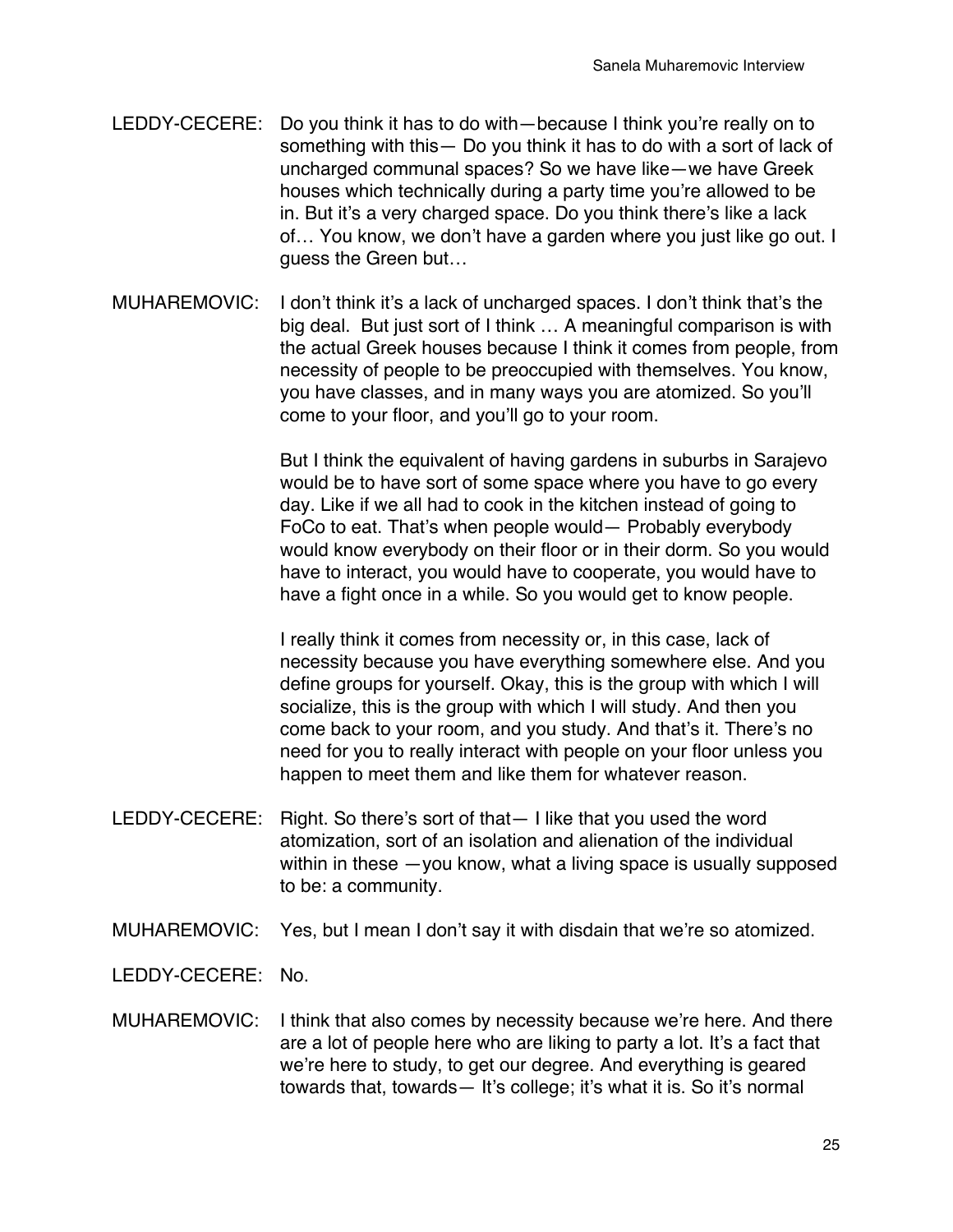LEDDY-CECERE: Do you think it has to do with—because I think you're really on to something with this— Do you think it has to do with a sort of lack of uncharged communal spaces? So we have like—we have Greek houses which technically during a party time you're allowed to be in. But it's a very charged space. Do you think there's like a lack of… You know, we don't have a garden where you just like go out. I guess the Green but…

MUHAREMOVIC: I don't think it's a lack of uncharged spaces. I don't think that's the big deal. But just sort of I think … A meaningful comparison is with the actual Greek houses because I think it comes from people, from necessity of people to be preoccupied with themselves. You know, you have classes, and in many ways you are atomized. So you'll come to your floor, and you'll go to your room.

But I think the equivalent of having gardens in suburbs in Sarajevo would be to have sort of some space where you have to go every day. Like if we all had to cook in the kitchen instead of going to FoCo to eat. That's when people would— Probably everybody would know everybody on their floor or in their dorm. So you would have to interact, you would have to cooperate, you would have to have a fight once in a while. So you would get to know people.

I really think it comes from necessity or, in this case, lack of necessity because you have everything somewhere else. And you define groups for yourself. Okay, this is the group with which I will socialize, this is the group with which I will study. And then you come back to your room, and you study. And that's it. There's no need for you to really interact with people on your floor unless you happen to meet them and like them for whatever reason.

LEDDY-CECERE: Right. So there's sort of that— I like that you used the word atomization, sort of an isolation and alienation of the individual within in these —you know, what a living space is usually supposed to be: a community.

MUHAREMOVIC: Yes, but I mean I don't say it with disdain that we're so atomized.

LEDDY-CECERE: No.

MUHAREMOVIC: I think that also comes by necessity because we're here. And there are a lot of people here who are liking to party a lot. It's a fact that we're here to study, to get our degree. And everything is geared towards that, towards— It's college; it's what it is. So it's normal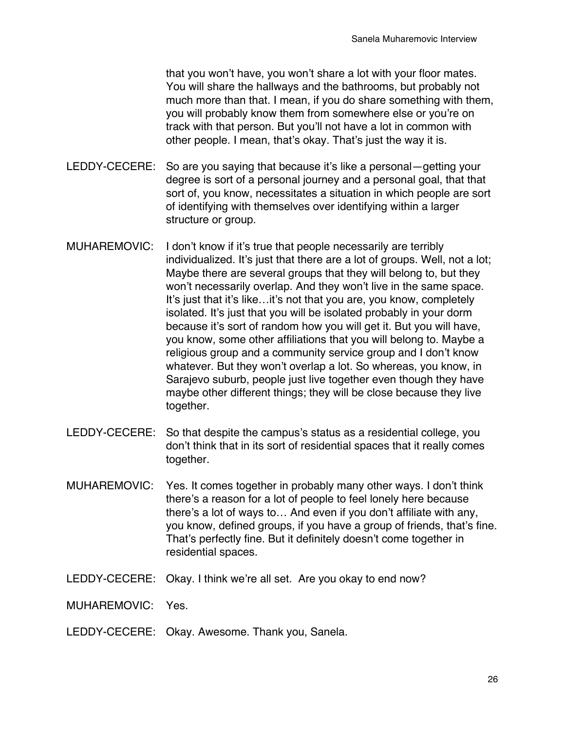that you won't have, you won't share a lot with your floor mates. You will share the hallways and the bathrooms, but probably not much more than that. I mean, if you do share something with them, you will probably know them from somewhere else or you're on track with that person. But you'll not have a lot in common with other people. I mean, that's okay. That's just the way it is.

LEDDY-CECERE: So are you saying that because it's like a personal—getting your degree is sort of a personal journey and a personal goal, that that sort of, you know, necessitates a situation in which people are sort of identifying with themselves over identifying within a larger structure or group.

MUHAREMOVIC: I don't know if it's true that people necessarily are terribly individualized. It's just that there are a lot of groups. Well, not a lot; Maybe there are several groups that they will belong to, but they won't necessarily overlap. And they won't live in the same space. It's just that it's like…it's not that you are, you know, completely isolated. It's just that you will be isolated probably in your dorm because it's sort of random how you will get it. But you will have, you know, some other affiliations that you will belong to. Maybe a religious group and a community service group and I don't know whatever. But they won't overlap a lot. So whereas, you know, in Sarajevo suburb, people just live together even though they have maybe other different things; they will be close because they live together.

LEDDY-CECERE: So that despite the campus's status as a residential college, you don't think that in its sort of residential spaces that it really comes together.

MUHAREMOVIC: Yes. It comes together in probably many other ways. I don't think there's a reason for a lot of people to feel lonely here because there's a lot of ways to… And even if you don't affiliate with any, you know, defined groups, if you have a group of friends, that's fine. That's perfectly fine. But it definitely doesn't come together in residential spaces.

LEDDY-CECERE: Okay. I think we're all set. Are you okay to end now?

MUHAREMOVIC: Yes.

LEDDY-CECERE: Okay. Awesome. Thank you, Sanela.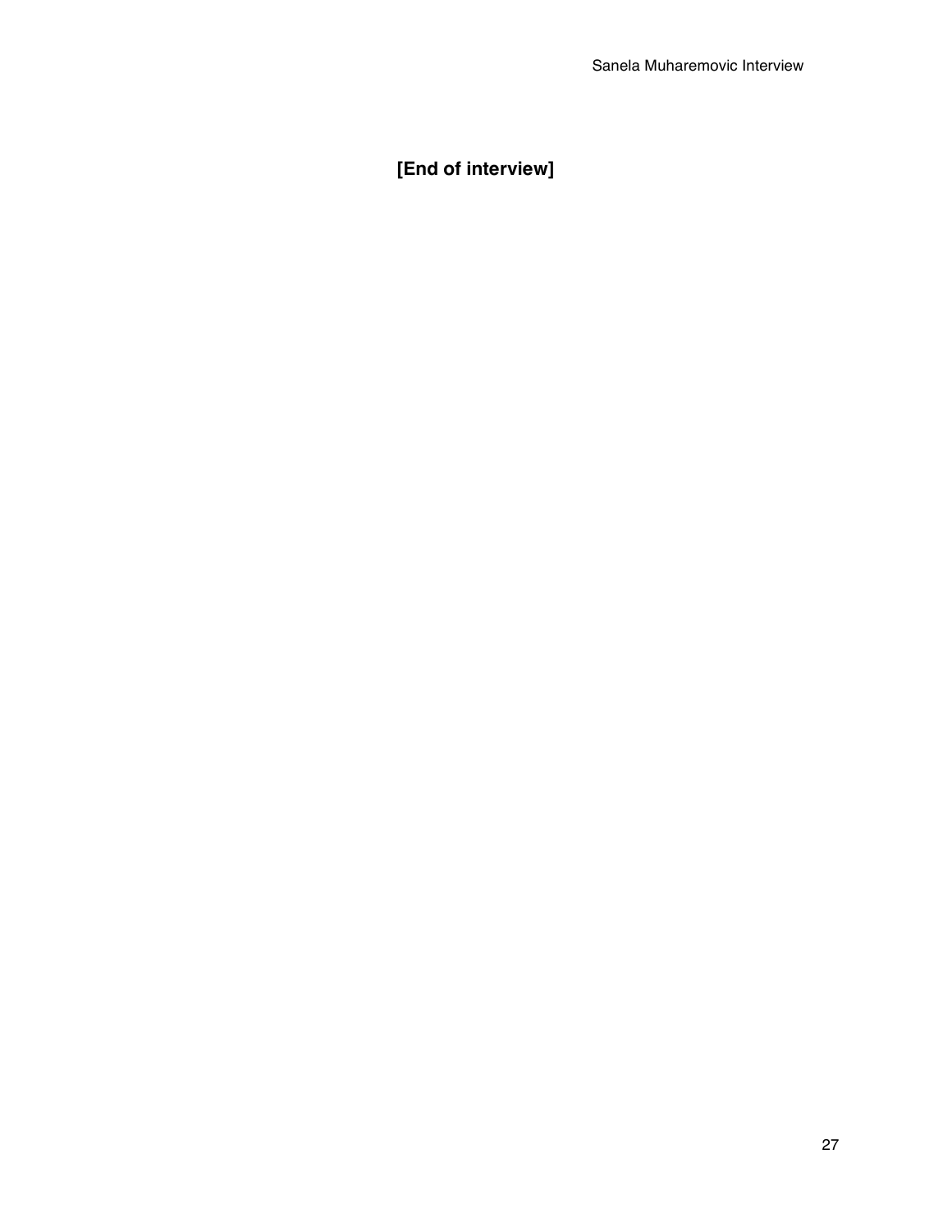**[End of interview]**